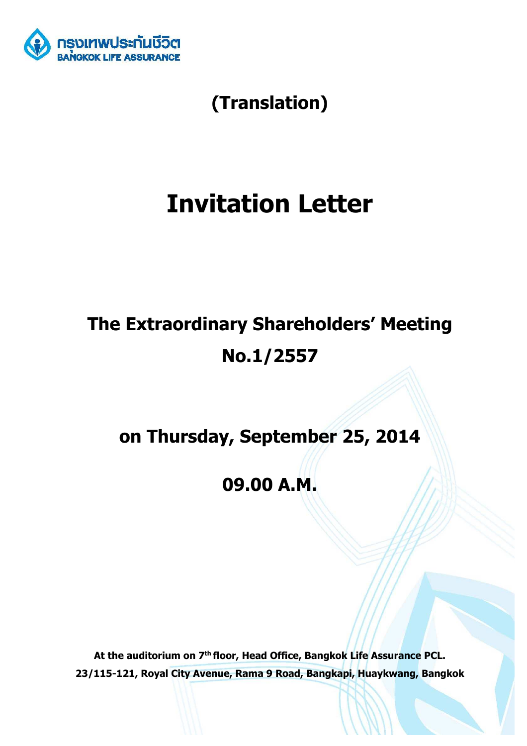กรุงเทพประกันชีวิต
BANGKOK LIFE ASSURANCE

**(Translation)**

# Invitation Letter

## The Extraordinary Shareholders' Meeting No.1/2557

## on Thursday, September 25, 2014

## 09.00 A.M.

**At the auditorium on 7th floor, Head Office, Bangkok Life Assurance PCL.**
**23/115-121, Royal City Avenue, Rama 9 Road, Bangkapi, Huaykwang, Bangkok**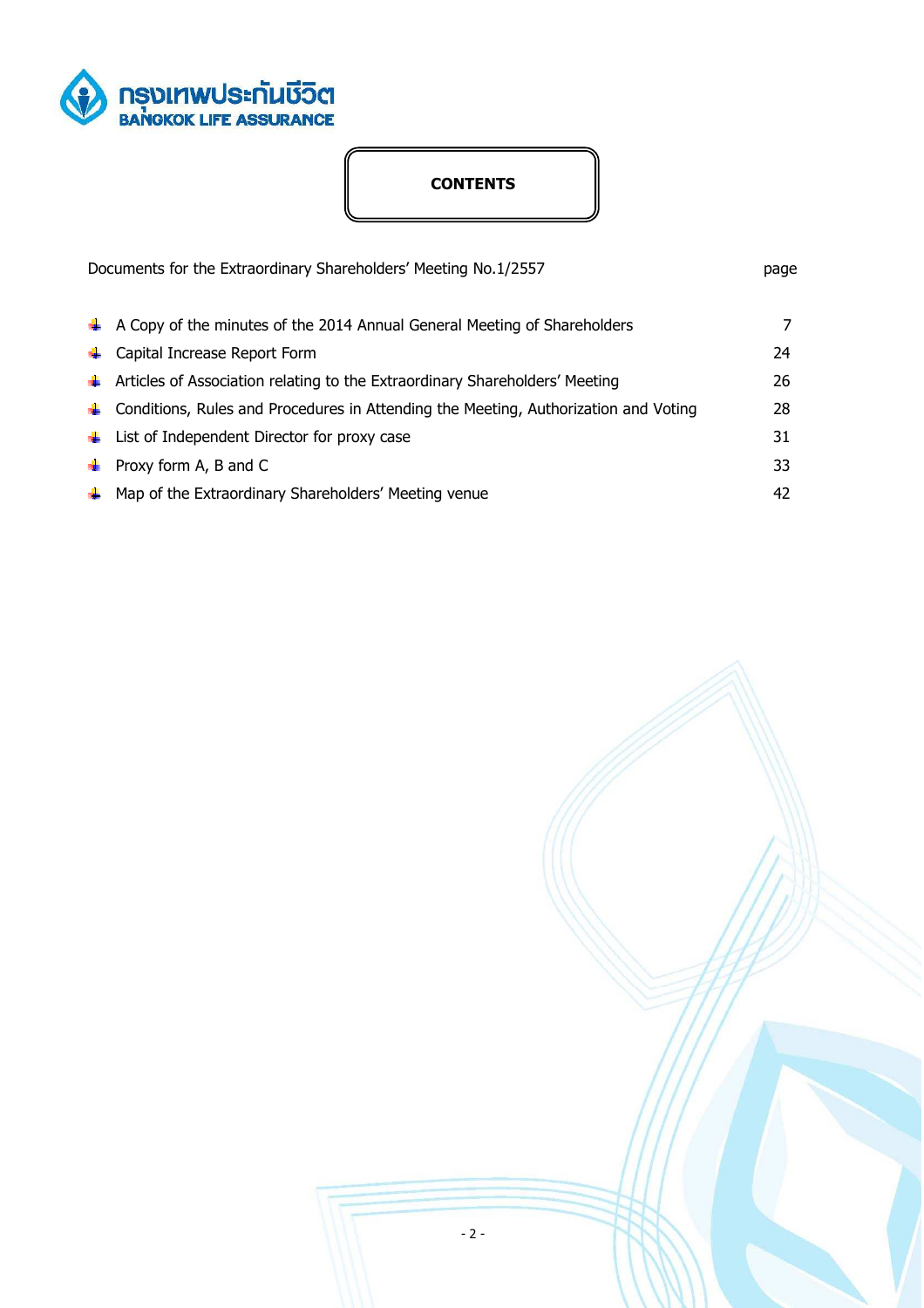## CONTENTS

| Documents for the Extraordinary Shareholders' Meeting No.1/2557 | page |
|---|---|
| A Copy of the minutes of the 2014 Annual General Meeting of Shareholders | 7 |
| Capital Increase Report Form | 24 |
| Articles of Association relating to the Extraordinary Shareholders' Meeting | 26 |
| Conditions, Rules and Procedures in Attending the Meeting, Authorization and Voting | 28 |
| List of Independent Director for proxy case | 31 |
| Proxy form A, B and C | 33 |
| Map of the Extraordinary Shareholders' Meeting venue | 42 |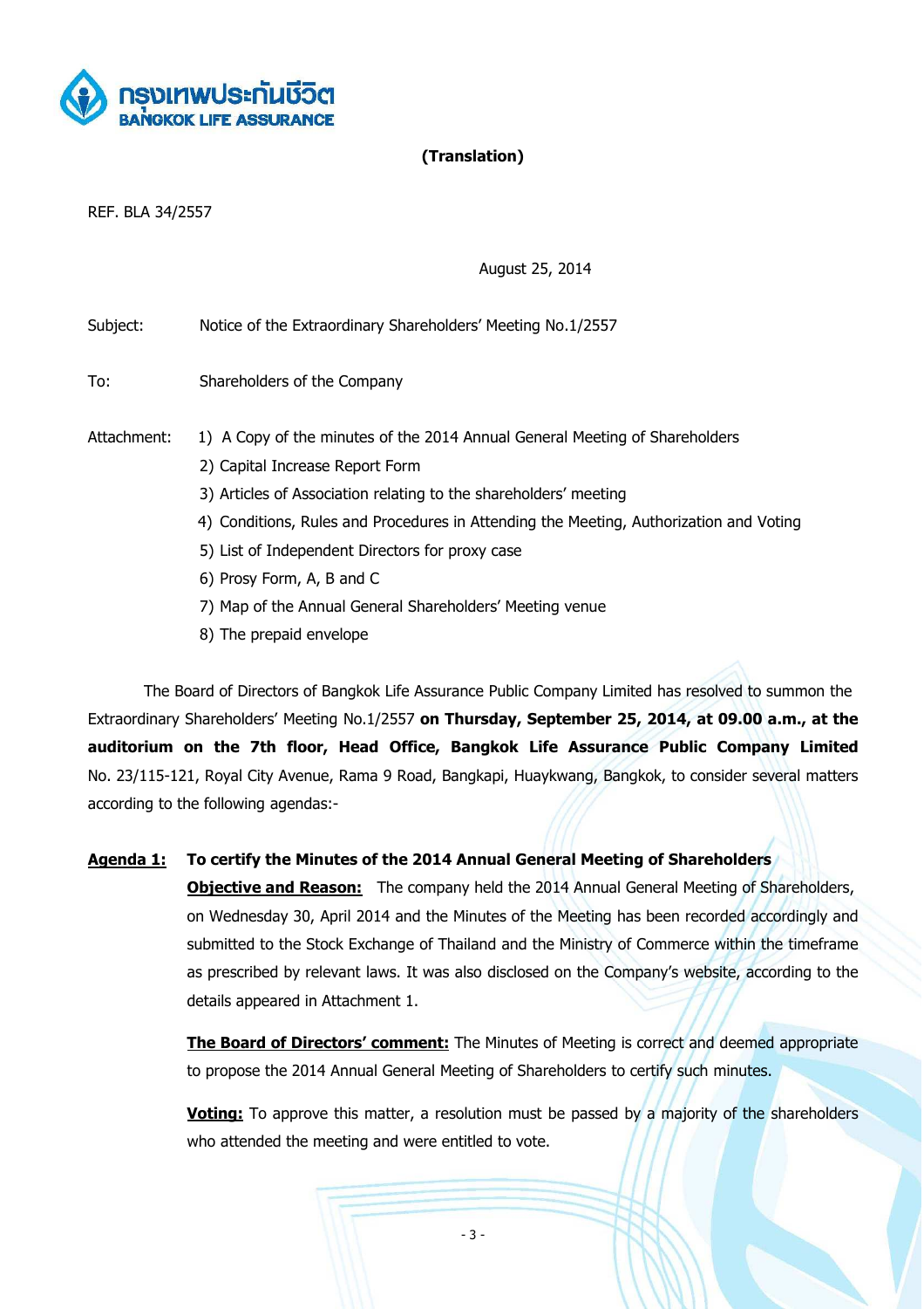กรุงเทพประกันชีวิต
BANGKOK LIFE ASSURANCE

**(Translation)**

REF. BLA 34/2557

August 25, 2014

Subject: Notice of the Extraordinary Shareholders' Meeting No.1/2557

To: Shareholders of the Company

Attachment:
1) A Copy of the minutes of the 2014 Annual General Meeting of Shareholders
2) Capital Increase Report Form
3) Articles of Association relating to the shareholders' meeting
4) Conditions, Rules and Procedures in Attending the Meeting, Authorization and Voting
5) List of Independent Directors for proxy case
6) Prosy Form, A, B and C
7) Map of the Annual General Shareholders' Meeting venue
8) The prepaid envelope

The Board of Directors of Bangkok Life Assurance Public Company Limited has resolved to summon the Extraordinary Shareholders' Meeting No.1/2557 **on Thursday, September 25, 2014, at 09.00 a.m., at the auditorium on the 7th floor, Head Office, Bangkok Life Assurance Public Company Limited** No. 23/115-121, Royal City Avenue, Rama 9 Road, Bangkapi, Huaykwang, Bangkok, to consider several matters according to the following agendas:-

**Agenda 1: To certify the Minutes of the 2014 Annual General Meeting of Shareholders**

**Objective and Reason:** The company held the 2014 Annual General Meeting of Shareholders, on Wednesday 30, April 2014 and the Minutes of the Meeting has been recorded accordingly and submitted to the Stock Exchange of Thailand and the Ministry of Commerce within the timeframe as prescribed by relevant laws. It was also disclosed on the Company's website, according to the details appeared in Attachment 1.

**The Board of Directors' comment:** The Minutes of Meeting is correct and deemed appropriate to propose the 2014 Annual General Meeting of Shareholders to certify such minutes.

**Voting:** To approve this matter, a resolution must be passed by a majority of the shareholders who attended the meeting and were entitled to vote.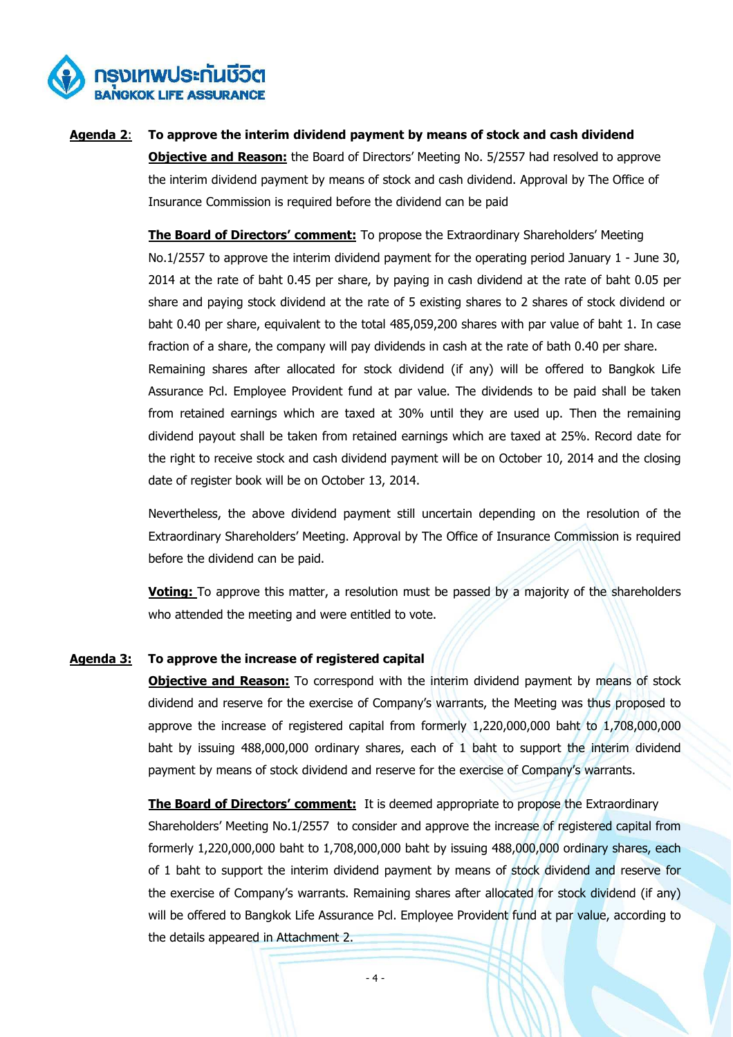**Agenda 2**: **To approve the interim dividend payment by means of stock and cash dividend**

**Objective and Reason:** the Board of Directors' Meeting No. 5/2557 had resolved to approve the interim dividend payment by means of stock and cash dividend. Approval by The Office of Insurance Commission is required before the dividend can be paid

**The Board of Directors' comment:** To propose the Extraordinary Shareholders' Meeting No.1/2557 to approve the interim dividend payment for the operating period January 1 - June 30, 2014 at the rate of baht 0.45 per share, by paying in cash dividend at the rate of baht 0.05 per share and paying stock dividend at the rate of 5 existing shares to 2 shares of stock dividend or baht 0.40 per share, equivalent to the total 485,059,200 shares with par value of baht 1. In case fraction of a share, the company will pay dividends in cash at the rate of bath 0.40 per share. Remaining shares after allocated for stock dividend (if any) will be offered to Bangkok Life Assurance Pcl. Employee Provident fund at par value. The dividends to be paid shall be taken from retained earnings which are taxed at 30% until they are used up. Then the remaining dividend payout shall be taken from retained earnings which are taxed at 25%. Record date for the right to receive stock and cash dividend payment will be on October 10, 2014 and the closing date of register book will be on October 13, 2014.

Nevertheless, the above dividend payment still uncertain depending on the resolution of the Extraordinary Shareholders' Meeting. Approval by The Office of Insurance Commission is required before the dividend can be paid.

**Voting:** To approve this matter, a resolution must be passed by a majority of the shareholders who attended the meeting and were entitled to vote.

**Agenda 3:** **To approve the increase of registered capital**

**Objective and Reason:** To correspond with the interim dividend payment by means of stock dividend and reserve for the exercise of Company's warrants, the Meeting was thus proposed to approve the increase of registered capital from formerly 1,220,000,000 baht to 1,708,000,000 baht by issuing 488,000,000 ordinary shares, each of 1 baht to support the interim dividend payment by means of stock dividend and reserve for the exercise of Company's warrants.

**The Board of Directors' comment:** It is deemed appropriate to propose the Extraordinary Shareholders' Meeting No.1/2557 to consider and approve the increase of registered capital from formerly 1,220,000,000 baht to 1,708,000,000 baht by issuing 488,000,000 ordinary shares, each of 1 baht to support the interim dividend payment by means of stock dividend and reserve for the exercise of Company's warrants. Remaining shares after allocated for stock dividend (if any) will be offered to Bangkok Life Assurance Pcl. Employee Provident fund at par value, according to the details appeared in Attachment 2.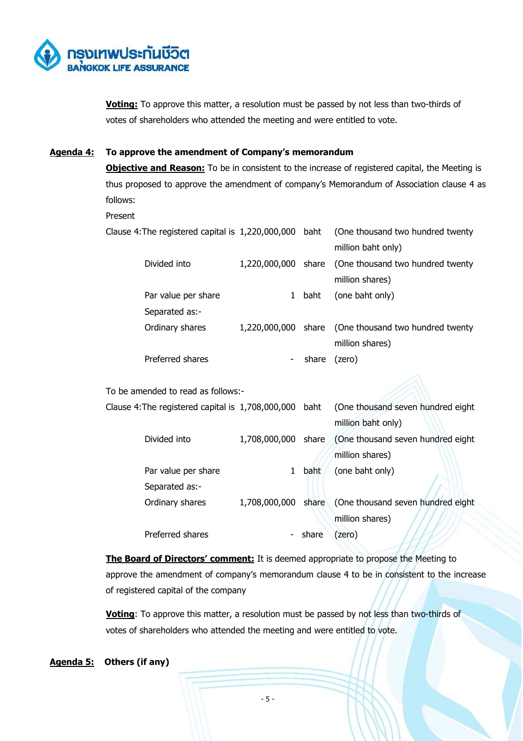**Voting:** To approve this matter, a resolution must be passed by not less than two-thirds of votes of shareholders who attended the meeting and were entitled to vote.

**Agenda 4: To approve the amendment of Company's memorandum**

**Objective and Reason:** To be in consistent to the increase of registered capital, the Meeting is thus proposed to approve the amendment of company's Memorandum of Association clause 4 as follows:

Present

| | | | |
|---|---|---|---|
| Clause 4:The registered capital is | 1,220,000,000 | baht | (One thousand two hundred twenty million baht only) |
| Divided into | 1,220,000,000 | share | (One thousand two hundred twenty million shares) |
| Par value per share | 1 | baht | (one baht only) |
| Separated as:- | | | |
| Ordinary shares | 1,220,000,000 | share | (One thousand two hundred twenty million shares) |
| Preferred shares | - | share | (zero) |

To be amended to read as follows:-

| | | | |
|---|---|---|---|
| Clause 4:The registered capital is | 1,708,000,000 | baht | (One thousand seven hundred eight million baht only) |
| Divided into | 1,708,000,000 | share | (One thousand seven hundred eight million shares) |
| Par value per share | 1 | baht | (one baht only) |
| Separated as:- | | | |
| Ordinary shares | 1,708,000,000 | share | (One thousand seven hundred eight million shares) |
| Preferred shares | - | share | (zero) |

**The Board of Directors' comment:** It is deemed appropriate to propose the Meeting to approve the amendment of company's memorandum clause 4 to be in consistent to the increase of registered capital of the company

**Voting**: To approve this matter, a resolution must be passed by not less than two-thirds of votes of shareholders who attended the meeting and were entitled to vote.

**Agenda 5: Others (if any)**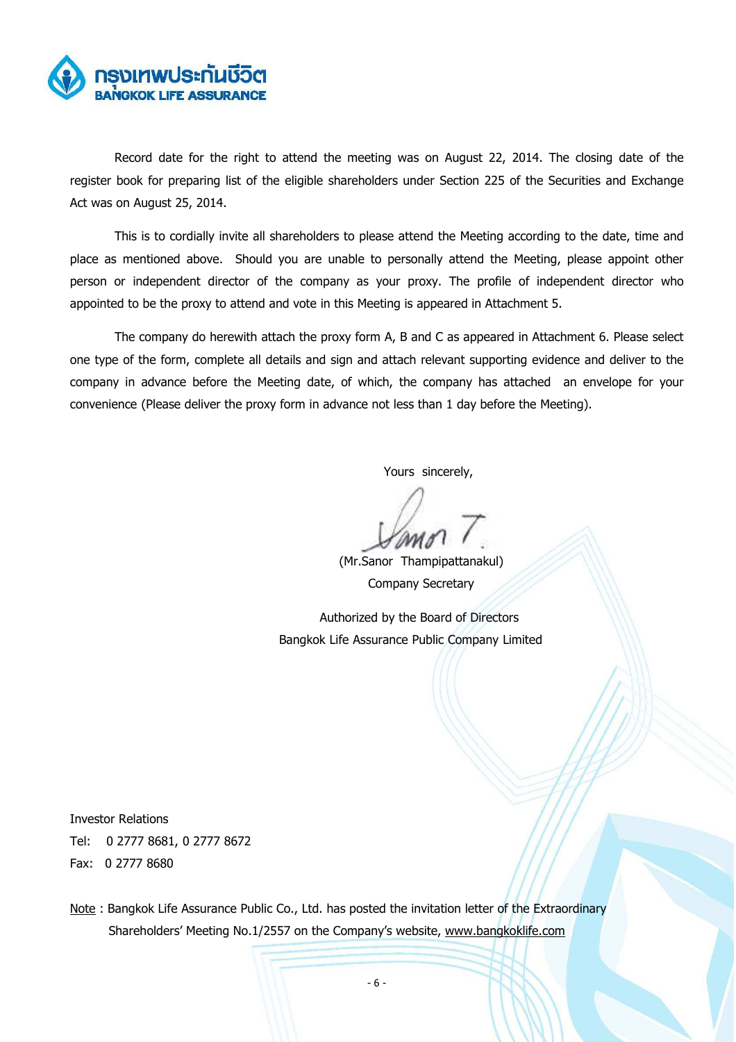Record date for the right to attend the meeting was on August 22, 2014. The closing date of the register book for preparing list of the eligible shareholders under Section 225 of the Securities and Exchange Act was on August 25, 2014.

This is to cordially invite all shareholders to please attend the Meeting according to the date, time and place as mentioned above. Should you are unable to personally attend the Meeting, please appoint other person or independent director of the company as your proxy. The profile of independent director who appointed to be the proxy to attend and vote in this Meeting is appeared in Attachment 5.

The company do herewith attach the proxy form A, B and C as appeared in Attachment 6. Please select one type of the form, complete all details and sign and attach relevant supporting evidence and deliver to the company in advance before the Meeting date, of which, the company has attached an envelope for your convenience (Please deliver the proxy form in advance not less than 1 day before the Meeting).

Yours sincerely,

(Mr.Sanor Thampipattanakul)

Company Secretary

Authorized by the Board of Directors

Bangkok Life Assurance Public Company Limited

Investor Relations

Tel: 0 2777 8681, 0 2777 8672

Fax: 0 2777 8680

Note : Bangkok Life Assurance Public Co., Ltd. has posted the invitation letter of the Extraordinary Shareholders' Meeting No.1/2557 on the Company's website, www.bangkoklife.com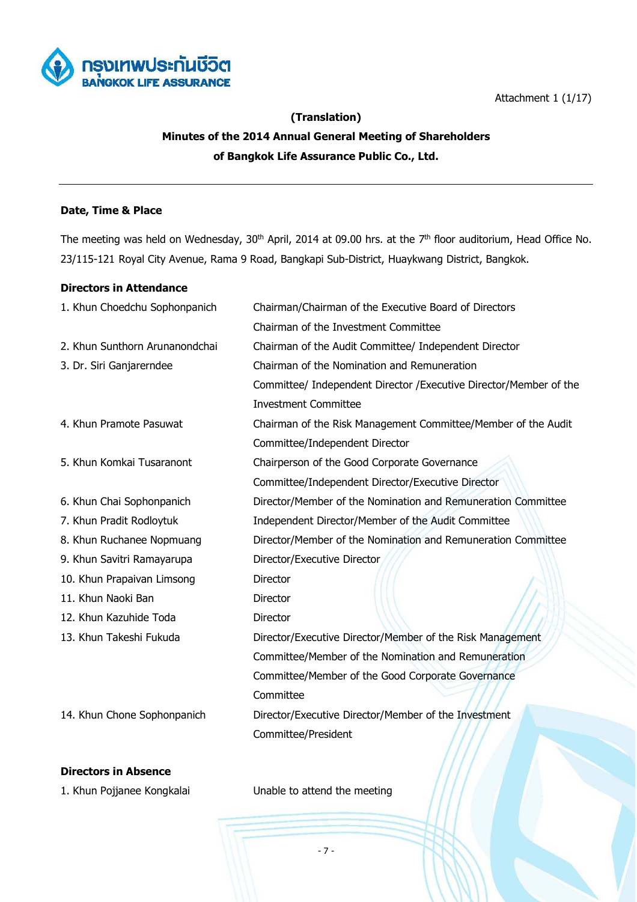Attachment 1 (1/17)

**(Translation)**

**Minutes of the 2014 Annual General Meeting of Shareholders**

**of Bangkok Life Assurance Public Co., Ltd.**

---

**Date, Time & Place**

The meeting was held on Wednesday, 30th April, 2014 at 09.00 hrs. at the 7th floor auditorium, Head Office No. 23/115-121 Royal City Avenue, Rama 9 Road, Bangkapi Sub-District, Huaykwang District, Bangkok.

**Directors in Attendance**

| | |
|---|---|
| 1. Khun Choedchu Sophonpanich | Chairman/Chairman of the Executive Board of Directors Chairman of the Investment Committee |
| 2. Khun Sunthorn Arunanondchai | Chairman of the Audit Committee/ Independent Director |
| 3. Dr. Siri Ganjarerndee | Chairman of the Nomination and Remuneration Committee/ Independent Director /Executive Director/Member of the Investment Committee |
| 4. Khun Pramote Pasuwat | Chairman of the Risk Management Committee/Member of the Audit Committee/Independent Director |
| 5. Khun Komkai Tusaranont | Chairperson of the Good Corporate Governance Committee/Independent Director/Executive Director |
| 6. Khun Chai Sophonpanich | Director/Member of the Nomination and Remuneration Committee |
| 7. Khun Pradit Rodloytuk | Independent Director/Member of the Audit Committee |
| 8. Khun Ruchanee Nopmuang | Director/Member of the Nomination and Remuneration Committee |
| 9. Khun Savitri Ramayarupa | Director/Executive Director |
| 10. Khun Prapaivan Limsong | Director |
| 11. Khun Naoki Ban | Director |
| 12. Khun Kazuhide Toda | Director |
| 13. Khun Takeshi Fukuda | Director/Executive Director/Member of the Risk Management Committee/Member of the Nomination and Remuneration Committee/Member of the Good Corporate Governance Committee |
| 14. Khun Chone Sophonpanich | Director/Executive Director/Member of the Investment Committee/President |

**Directors in Absence**

| | |
|---|---|
| 1. Khun Pojjanee Kongkalai | Unable to attend the meeting |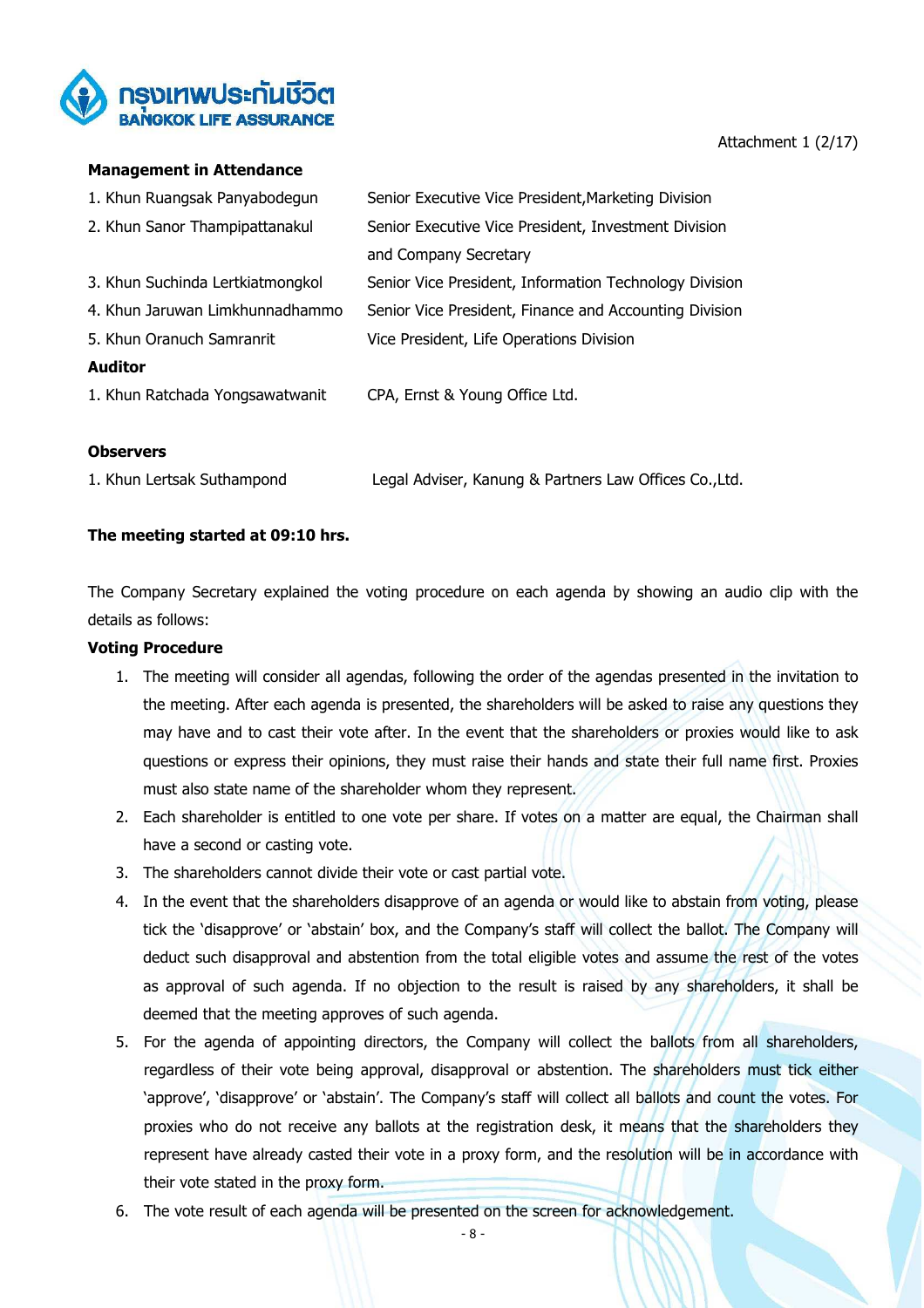Attachment 1 (2/17)

**Management in Attendance**

| | |
|---|---|
| 1. Khun Ruangsak Panyabodegun | Senior Executive Vice President,Marketing Division |
| 2. Khun Sanor Thampipattanakul | Senior Executive Vice President, Investment Division and Company Secretary |
| 3. Khun Suchinda Lertkiatmongkol | Senior Vice President, Information Technology Division |
| 4. Khun Jaruwan Limkhunnadhammo | Senior Vice President, Finance and Accounting Division |
| 5. Khun Oranuch Samranrit | Vice President, Life Operations Division |

**Auditor**

| | |
|---|---|
| 1. Khun Ratchada Yongsawatwanit | CPA, Ernst & Young Office Ltd. |

**Observers**

| | |
|---|---|
| 1. Khun Lertsak Suthampond | Legal Adviser, Kanung & Partners Law Offices Co.,Ltd. |

**The meeting started at 09:10 hrs.**

The Company Secretary explained the voting procedure on each agenda by showing an audio clip with the details as follows:

**Voting Procedure**

1. The meeting will consider all agendas, following the order of the agendas presented in the invitation to the meeting. After each agenda is presented, the shareholders will be asked to raise any questions they may have and to cast their vote after. In the event that the shareholders or proxies would like to ask questions or express their opinions, they must raise their hands and state their full name first. Proxies must also state name of the shareholder whom they represent.
2. Each shareholder is entitled to one vote per share. If votes on a matter are equal, the Chairman shall have a second or casting vote.
3. The shareholders cannot divide their vote or cast partial vote.
4. In the event that the shareholders disapprove of an agenda or would like to abstain from voting, please tick the 'disapprove' or 'abstain' box, and the Company's staff will collect the ballot. The Company will deduct such disapproval and abstention from the total eligible votes and assume the rest of the votes as approval of such agenda. If no objection to the result is raised by any shareholders, it shall be deemed that the meeting approves of such agenda.
5. For the agenda of appointing directors, the Company will collect the ballots from all shareholders, regardless of their vote being approval, disapproval or abstention. The shareholders must tick either 'approve', 'disapprove' or 'abstain'. The Company's staff will collect all ballots and count the votes. For proxies who do not receive any ballots at the registration desk, it means that the shareholders they represent have already casted their vote in a proxy form, and the resolution will be in accordance with their vote stated in the proxy form.
6. The vote result of each agenda will be presented on the screen for acknowledgement.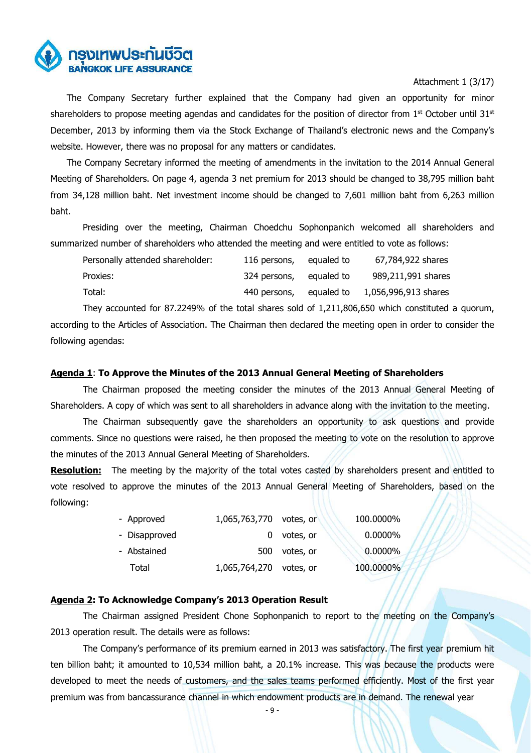Attachment 1 (3/17)

The Company Secretary further explained that the Company had given an opportunity for minor shareholders to propose meeting agendas and candidates for the position of director from 1st October until 31st December, 2013 by informing them via the Stock Exchange of Thailand's electronic news and the Company's website. However, there was no proposal for any matters or candidates.

The Company Secretary informed the meeting of amendments in the invitation to the 2014 Annual General Meeting of Shareholders. On page 4, agenda 3 net premium for 2013 should be changed to 38,795 million baht from 34,128 million baht. Net investment income should be changed to 7,601 million baht from 6,263 million baht.

Presiding over the meeting, Chairman Choedchu Sophonpanich welcomed all shareholders and summarized number of shareholders who attended the meeting and were entitled to vote as follows:

| | | | |
|---|---|---|---|
| Personally attended shareholder: | 116 persons, | equaled to | 67,784,922 shares |
| Proxies: | 324 persons, | equaled to | 989,211,991 shares |
| Total: | 440 persons, | equaled to | 1,056,996,913 shares |

They accounted for 87.2249% of the total shares sold of 1,211,806,650 which constituted a quorum, according to the Articles of Association. The Chairman then declared the meeting open in order to consider the following agendas:

**Agenda 1: To Approve the Minutes of the 2013 Annual General Meeting of Shareholders**

The Chairman proposed the meeting consider the minutes of the 2013 Annual General Meeting of Shareholders. A copy of which was sent to all shareholders in advance along with the invitation to the meeting.

The Chairman subsequently gave the shareholders an opportunity to ask questions and provide comments. Since no questions were raised, he then proposed the meeting to vote on the resolution to approve the minutes of the 2013 Annual General Meeting of Shareholders.

**Resolution:** The meeting by the majority of the total votes casted by shareholders present and entitled to vote resolved to approve the minutes of the 2013 Annual General Meeting of Shareholders, based on the following:

| | | | |
|---|---|---|---|
| - Approved | 1,065,763,770 | votes, or | 100.0000% |
| - Disapproved | 0 | votes, or | 0.0000% |
| - Abstained | 500 | votes, or | 0.0000% |
| Total | 1,065,764,270 | votes, or | 100.0000% |

**Agenda 2: To Acknowledge Company's 2013 Operation Result**

The Chairman assigned President Chone Sophonpanich to report to the meeting on the Company's 2013 operation result. The details were as follows:

The Company's performance of its premium earned in 2013 was satisfactory. The first year premium hit ten billion baht; it amounted to 10,534 million baht, a 20.1% increase. This was because the products were developed to meet the needs of customers, and the sales teams performed efficiently. Most of the first year premium was from bancassurance channel in which endowment products are in demand. The renewal year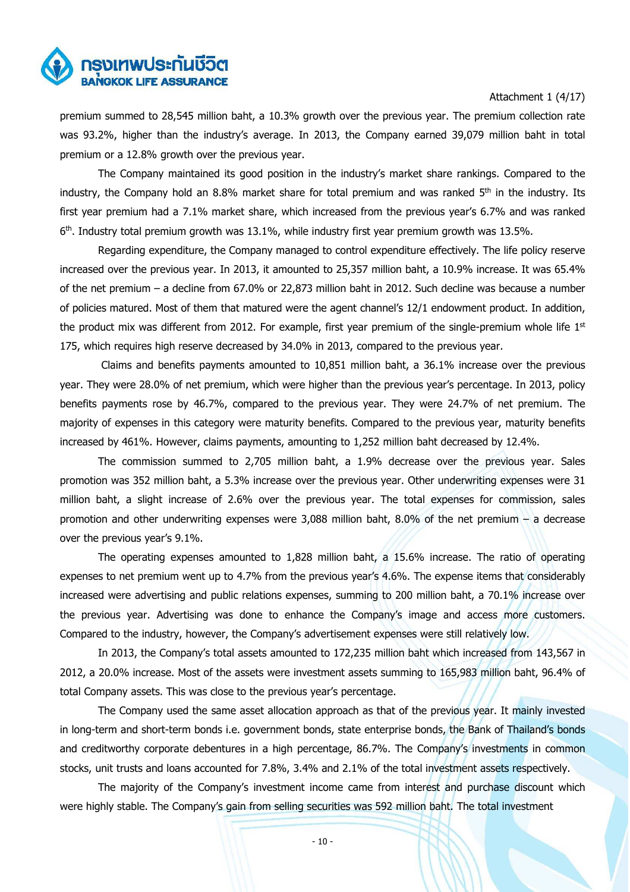premium summed to 28,545 million baht, a 10.3% growth over the previous year. The premium collection rate was 93.2%, higher than the industry's average. In 2013, the Company earned 39,079 million baht in total premium or a 12.8% growth over the previous year.

The Company maintained its good position in the industry's market share rankings. Compared to the industry, the Company hold an 8.8% market share for total premium and was ranked 5th in the industry. Its first year premium had a 7.1% market share, which increased from the previous year's 6.7% and was ranked 6th. Industry total premium growth was 13.1%, while industry first year premium growth was 13.5%.

Regarding expenditure, the Company managed to control expenditure effectively. The life policy reserve increased over the previous year. In 2013, it amounted to 25,357 million baht, a 10.9% increase. It was 65.4% of the net premium – a decline from 67.0% or 22,873 million baht in 2012. Such decline was because a number of policies matured. Most of them that matured were the agent channel's 12/1 endowment product. In addition, the product mix was different from 2012. For example, first year premium of the single-premium whole life 1st 175, which requires high reserve decreased by 34.0% in 2013, compared to the previous year.

Claims and benefits payments amounted to 10,851 million baht, a 36.1% increase over the previous year. They were 28.0% of net premium, which were higher than the previous year's percentage. In 2013, policy benefits payments rose by 46.7%, compared to the previous year. They were 24.7% of net premium. The majority of expenses in this category were maturity benefits. Compared to the previous year, maturity benefits increased by 461%. However, claims payments, amounting to 1,252 million baht decreased by 12.4%.

The commission summed to 2,705 million baht, a 1.9% decrease over the previous year. Sales promotion was 352 million baht, a 5.3% increase over the previous year. Other underwriting expenses were 31 million baht, a slight increase of 2.6% over the previous year. The total expenses for commission, sales promotion and other underwriting expenses were 3,088 million baht, 8.0% of the net premium – a decrease over the previous year's 9.1%.

The operating expenses amounted to 1,828 million baht, a 15.6% increase. The ratio of operating expenses to net premium went up to 4.7% from the previous year's 4.6%. The expense items that considerably increased were advertising and public relations expenses, summing to 200 million baht, a 70.1% increase over the previous year. Advertising was done to enhance the Company's image and access more customers. Compared to the industry, however, the Company's advertisement expenses were still relatively low.

In 2013, the Company's total assets amounted to 172,235 million baht which increased from 143,567 in 2012, a 20.0% increase. Most of the assets were investment assets summing to 165,983 million baht, 96.4% of total Company assets. This was close to the previous year's percentage.

The Company used the same asset allocation approach as that of the previous year. It mainly invested in long-term and short-term bonds i.e. government bonds, state enterprise bonds, the Bank of Thailand's bonds and creditworthy corporate debentures in a high percentage, 86.7%. The Company's investments in common stocks, unit trusts and loans accounted for 7.8%, 3.4% and 2.1% of the total investment assets respectively.

The majority of the Company's investment income came from interest and purchase discount which were highly stable. The Company's gain from selling securities was 592 million baht. The total investment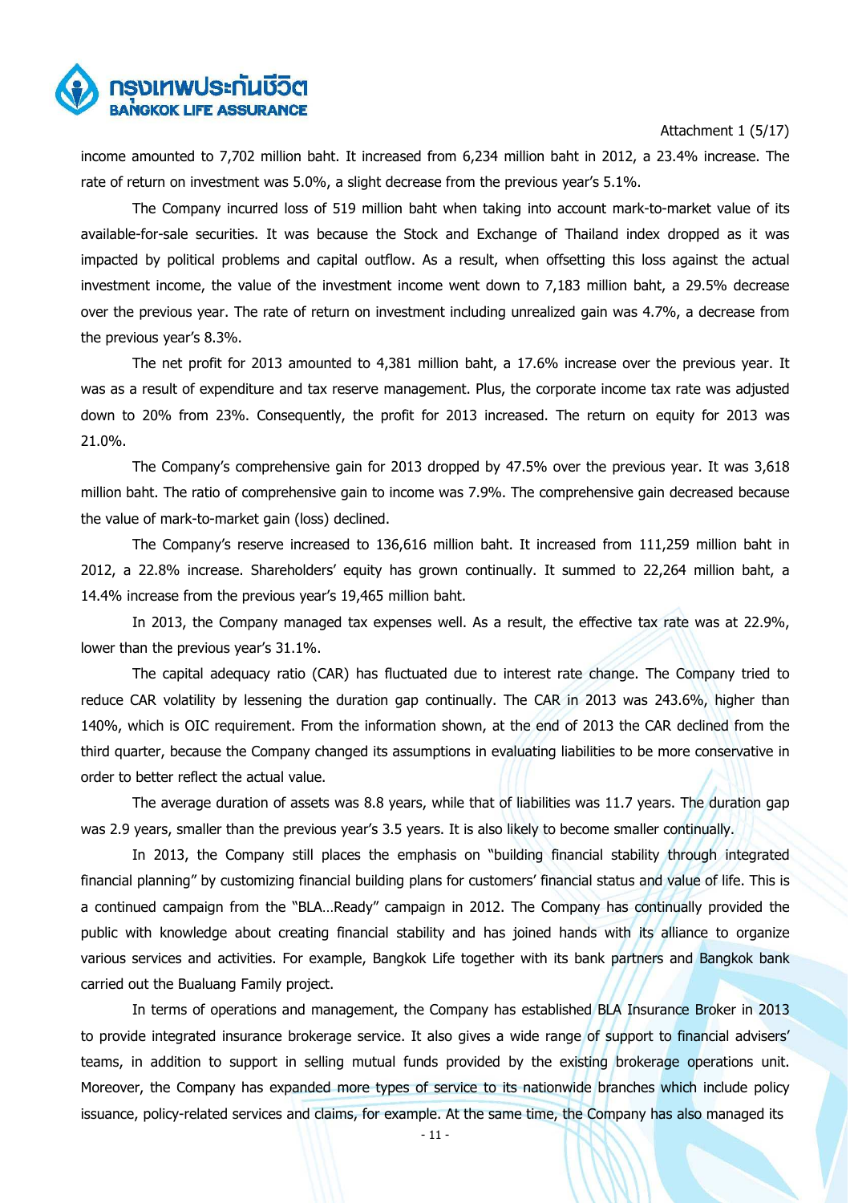income amounted to 7,702 million baht. It increased from 6,234 million baht in 2012, a 23.4% increase. The rate of return on investment was 5.0%, a slight decrease from the previous year's 5.1%.

The Company incurred loss of 519 million baht when taking into account mark-to-market value of its available-for-sale securities. It was because the Stock and Exchange of Thailand index dropped as it was impacted by political problems and capital outflow. As a result, when offsetting this loss against the actual investment income, the value of the investment income went down to 7,183 million baht, a 29.5% decrease over the previous year. The rate of return on investment including unrealized gain was 4.7%, a decrease from the previous year's 8.3%.

The net profit for 2013 amounted to 4,381 million baht, a 17.6% increase over the previous year. It was as a result of expenditure and tax reserve management. Plus, the corporate income tax rate was adjusted down to 20% from 23%. Consequently, the profit for 2013 increased. The return on equity for 2013 was 21.0%.

The Company's comprehensive gain for 2013 dropped by 47.5% over the previous year. It was 3,618 million baht. The ratio of comprehensive gain to income was 7.9%. The comprehensive gain decreased because the value of mark-to-market gain (loss) declined.

The Company's reserve increased to 136,616 million baht. It increased from 111,259 million baht in 2012, a 22.8% increase. Shareholders' equity has grown continually. It summed to 22,264 million baht, a 14.4% increase from the previous year's 19,465 million baht.

In 2013, the Company managed tax expenses well. As a result, the effective tax rate was at 22.9%, lower than the previous year's 31.1%.

The capital adequacy ratio (CAR) has fluctuated due to interest rate change. The Company tried to reduce CAR volatility by lessening the duration gap continually. The CAR in 2013 was 243.6%, higher than 140%, which is OIC requirement. From the information shown, at the end of 2013 the CAR declined from the third quarter, because the Company changed its assumptions in evaluating liabilities to be more conservative in order to better reflect the actual value.

The average duration of assets was 8.8 years, while that of liabilities was 11.7 years. The duration gap was 2.9 years, smaller than the previous year's 3.5 years. It is also likely to become smaller continually.

In 2013, the Company still places the emphasis on "building financial stability through integrated financial planning" by customizing financial building plans for customers' financial status and value of life. This is a continued campaign from the "BLA…Ready" campaign in 2012. The Company has continually provided the public with knowledge about creating financial stability and has joined hands with its alliance to organize various services and activities. For example, Bangkok Life together with its bank partners and Bangkok bank carried out the Bualuang Family project.

In terms of operations and management, the Company has established BLA Insurance Broker in 2013 to provide integrated insurance brokerage service. It also gives a wide range of support to financial advisers' teams, in addition to support in selling mutual funds provided by the existing brokerage operations unit. Moreover, the Company has expanded more types of service to its nationwide branches which include policy issuance, policy-related services and claims, for example. At the same time, the Company has also managed its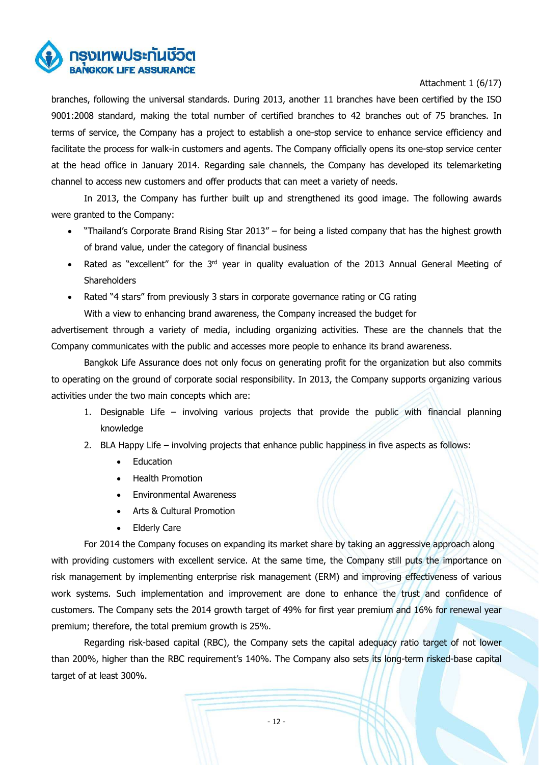branches, following the universal standards. During 2013, another 11 branches have been certified by the ISO 9001:2008 standard, making the total number of certified branches to 42 branches out of 75 branches. In terms of service, the Company has a project to establish a one-stop service to enhance service efficiency and facilitate the process for walk-in customers and agents. The Company officially opens its one-stop service center at the head office in January 2014. Regarding sale channels, the Company has developed its telemarketing channel to access new customers and offer products that can meet a variety of needs.

In 2013, the Company has further built up and strengthened its good image. The following awards were granted to the Company:

- "Thailand's Corporate Brand Rising Star 2013" – for being a listed company that has the highest growth of brand value, under the category of financial business
- Rated as "excellent" for the 3rd year in quality evaluation of the 2013 Annual General Meeting of Shareholders
- Rated "4 stars" from previously 3 stars in corporate governance rating or CG rating

With a view to enhancing brand awareness, the Company increased the budget for advertisement through a variety of media, including organizing activities. These are the channels that the Company communicates with the public and accesses more people to enhance its brand awareness.

Bangkok Life Assurance does not only focus on generating profit for the organization but also commits to operating on the ground of corporate social responsibility. In 2013, the Company supports organizing various activities under the two main concepts which are:

1. Designable Life – involving various projects that provide the public with financial planning knowledge
2. BLA Happy Life – involving projects that enhance public happiness in five aspects as follows:
   - Education
   - Health Promotion
   - Environmental Awareness
   - Arts & Cultural Promotion
   - Elderly Care

For 2014 the Company focuses on expanding its market share by taking an aggressive approach along with providing customers with excellent service. At the same time, the Company still puts the importance on risk management by implementing enterprise risk management (ERM) and improving effectiveness of various work systems. Such implementation and improvement are done to enhance the trust and confidence of customers. The Company sets the 2014 growth target of 49% for first year premium and 16% for renewal year premium; therefore, the total premium growth is 25%.

Regarding risk-based capital (RBC), the Company sets the capital adequacy ratio target of not lower than 200%, higher than the RBC requirement's 140%. The Company also sets its long-term risked-base capital target of at least 300%.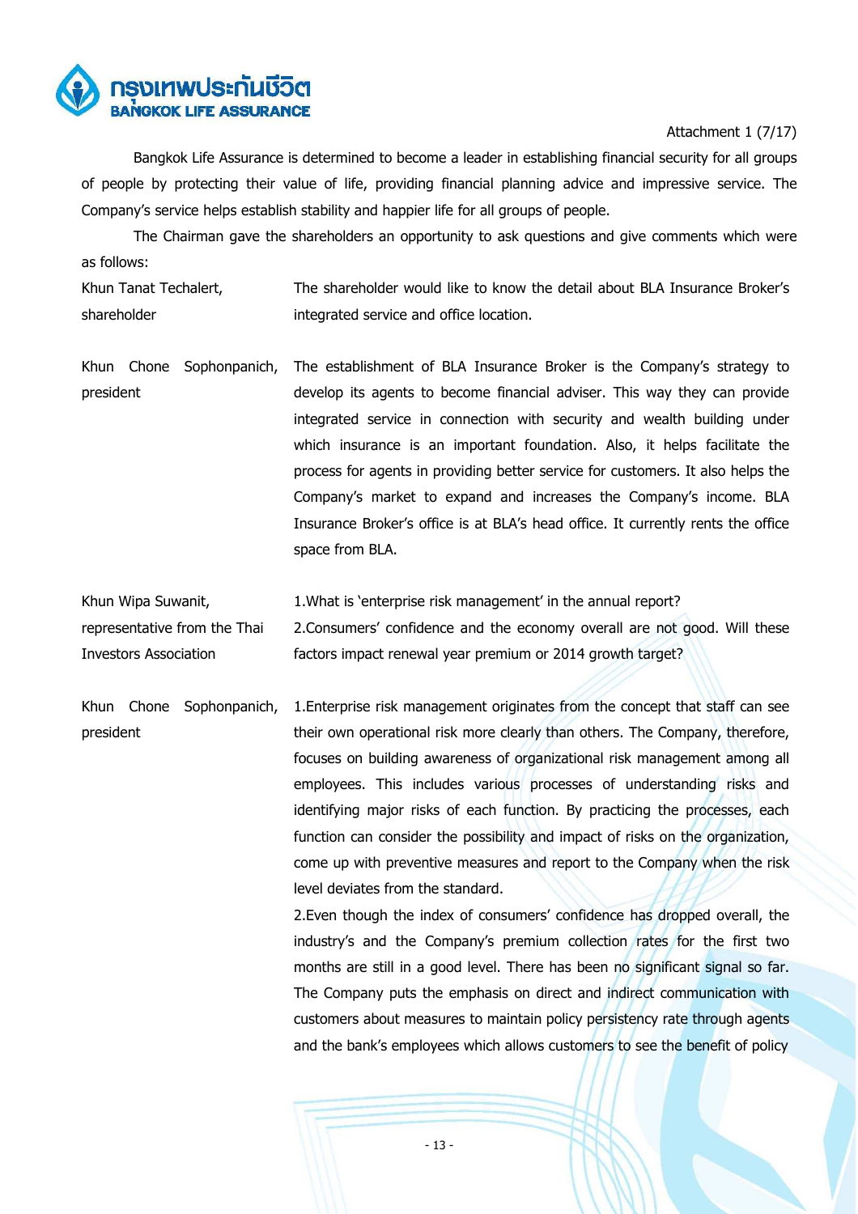Attachment 1 (7/17)

Bangkok Life Assurance is determined to become a leader in establishing financial security for all groups of people by protecting their value of life, providing financial planning advice and impressive service. The Company's service helps establish stability and happier life for all groups of people.

The Chairman gave the shareholders an opportunity to ask questions and give comments which were as follows:

| | |
|---|---|
| Khun Tanat Techalert, shareholder | The shareholder would like to know the detail about BLA Insurance Broker's integrated service and office location. |
| Khun Chone Sophonpanich, president | The establishment of BLA Insurance Broker is the Company's strategy to develop its agents to become financial adviser. This way they can provide integrated service in connection with security and wealth building under which insurance is an important foundation. Also, it helps facilitate the process for agents in providing better service for customers. It also helps the Company's market to expand and increases the Company's income. BLA Insurance Broker's office is at BLA's head office. It currently rents the office space from BLA. |
| Khun Wipa Suwanit, representative from the Thai Investors Association | 1.What is 'enterprise risk management' in the annual report?<br>2.Consumers' confidence and the economy overall are not good. Will these factors impact renewal year premium or 2014 growth target? |
| Khun Chone Sophonpanich, president | 1.Enterprise risk management originates from the concept that staff can see their own operational risk more clearly than others. The Company, therefore, focuses on building awareness of organizational risk management among all employees. This includes various processes of understanding risks and identifying major risks of each function. By practicing the processes, each function can consider the possibility and impact of risks on the organization, come up with preventive measures and report to the Company when the risk level deviates from the standard.<br>2.Even though the index of consumers' confidence has dropped overall, the industry's and the Company's premium collection rates for the first two months are still in a good level. There has been no significant signal so far. The Company puts the emphasis on direct and indirect communication with customers about measures to maintain policy persistency rate through agents and the bank's employees which allows customers to see the benefit of policy |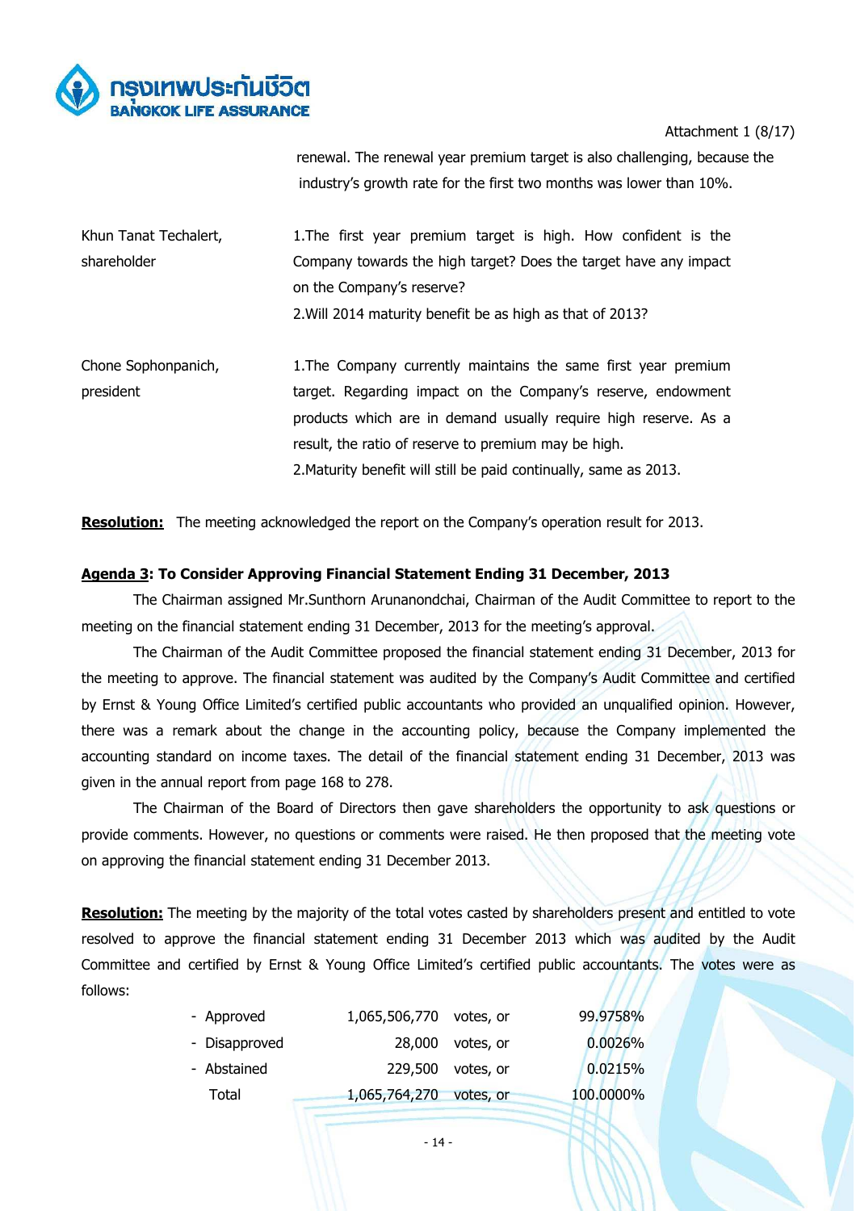Attachment 1 (8/17)

renewal. The renewal year premium target is also challenging, because the industry's growth rate for the first two months was lower than 10%.

| | |
|---|---|
| Khun Tanat Techalert, shareholder | 1.The first year premium target is high. How confident is the Company towards the high target? Does the target have any impact on the Company's reserve?<br>2.Will 2014 maturity benefit be as high as that of 2013? |
| Chone Sophonpanich, president | 1.The Company currently maintains the same first year premium target. Regarding impact on the Company's reserve, endowment products which are in demand usually require high reserve. As a result, the ratio of reserve to premium may be high.<br>2.Maturity benefit will still be paid continually, same as 2013. |

**Resolution:** The meeting acknowledged the report on the Company's operation result for 2013.

**Agenda 3: To Consider Approving Financial Statement Ending 31 December, 2013**

The Chairman assigned Mr.Sunthorn Arunanondchai, Chairman of the Audit Committee to report to the meeting on the financial statement ending 31 December, 2013 for the meeting's approval.

The Chairman of the Audit Committee proposed the financial statement ending 31 December, 2013 for the meeting to approve. The financial statement was audited by the Company's Audit Committee and certified by Ernst & Young Office Limited's certified public accountants who provided an unqualified opinion. However, there was a remark about the change in the accounting policy, because the Company implemented the accounting standard on income taxes. The detail of the financial statement ending 31 December, 2013 was given in the annual report from page 168 to 278.

The Chairman of the Board of Directors then gave shareholders the opportunity to ask questions or provide comments. However, no questions or comments were raised. He then proposed that the meeting vote on approving the financial statement ending 31 December 2013.

**Resolution:** The meeting by the majority of the total votes casted by shareholders present and entitled to vote resolved to approve the financial statement ending 31 December 2013 which was audited by the Audit Committee and certified by Ernst & Young Office Limited's certified public accountants. The votes were as follows:

| | | | |
|---|---|---|---|
| - Approved | 1,065,506,770 | votes, or | 99.9758% |
| - Disapproved | 28,000 | votes, or | 0.0026% |
| - Abstained | 229,500 | votes, or | 0.0215% |
| Total | 1,065,764,270 | votes, or | 100.0000% |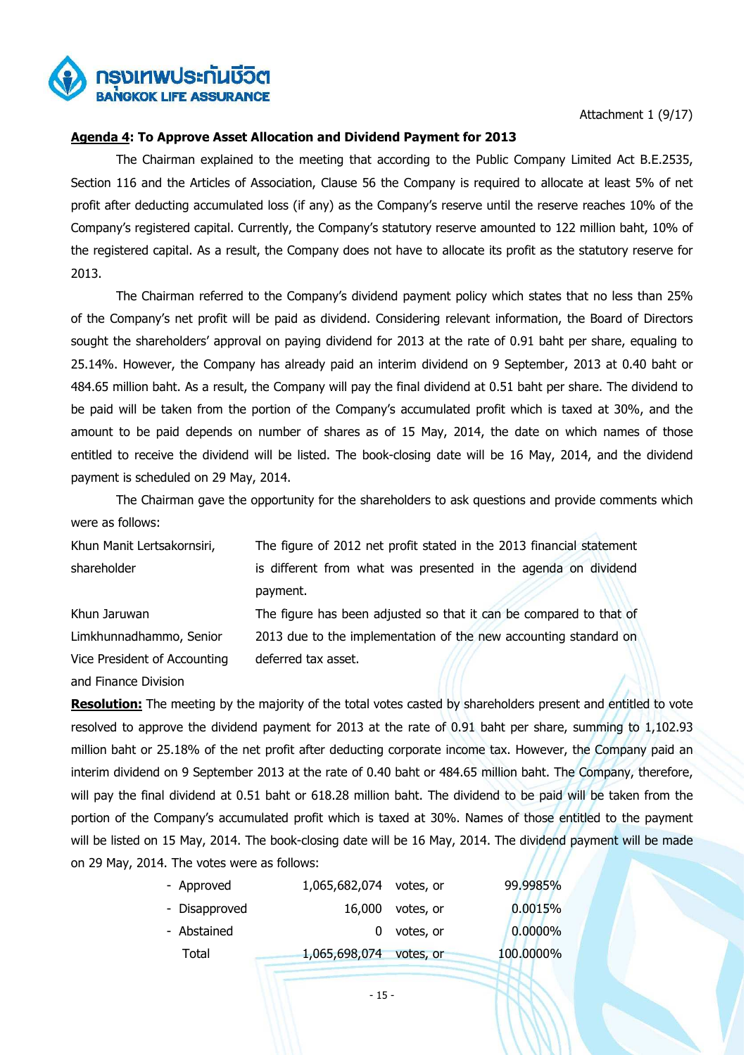Attachment 1 (9/17)

**Agenda 4: To Approve Asset Allocation and Dividend Payment for 2013**

The Chairman explained to the meeting that according to the Public Company Limited Act B.E.2535, Section 116 and the Articles of Association, Clause 56 the Company is required to allocate at least 5% of net profit after deducting accumulated loss (if any) as the Company's reserve until the reserve reaches 10% of the Company's registered capital. Currently, the Company's statutory reserve amounted to 122 million baht, 10% of the registered capital. As a result, the Company does not have to allocate its profit as the statutory reserve for 2013.

The Chairman referred to the Company's dividend payment policy which states that no less than 25% of the Company's net profit will be paid as dividend. Considering relevant information, the Board of Directors sought the shareholders' approval on paying dividend for 2013 at the rate of 0.91 baht per share, equaling to 25.14%. However, the Company has already paid an interim dividend on 9 September, 2013 at 0.40 baht or 484.65 million baht. As a result, the Company will pay the final dividend at 0.51 baht per share. The dividend to be paid will be taken from the portion of the Company's accumulated profit which is taxed at 30%, and the amount to be paid depends on number of shares as of 15 May, 2014, the date on which names of those entitled to receive the dividend will be listed. The book-closing date will be 16 May, 2014, and the dividend payment is scheduled on 29 May, 2014.

The Chairman gave the opportunity for the shareholders to ask questions and provide comments which were as follows:

| | |
|---|---|
| Khun Manit Lertsakornsiri, shareholder | The figure of 2012 net profit stated in the 2013 financial statement is different from what was presented in the agenda on dividend payment. |
| Khun Jaruwan Limkhunnadhammo, Senior Vice President of Accounting and Finance Division | The figure has been adjusted so that it can be compared to that of 2013 due to the implementation of the new accounting standard on deferred tax asset. |

**Resolution:** The meeting by the majority of the total votes casted by shareholders present and entitled to vote resolved to approve the dividend payment for 2013 at the rate of 0.91 baht per share, summing to 1,102.93 million baht or 25.18% of the net profit after deducting corporate income tax. However, the Company paid an interim dividend on 9 September 2013 at the rate of 0.40 baht or 484.65 million baht. The Company, therefore, will pay the final dividend at 0.51 baht or 618.28 million baht. The dividend to be paid will be taken from the portion of the Company's accumulated profit which is taxed at 30%. Names of those entitled to the payment will be listed on 15 May, 2014. The book-closing date will be 16 May, 2014. The dividend payment will be made on 29 May, 2014. The votes were as follows:

| | | | |
|---|---|---|---|
| - Approved | 1,065,682,074 | votes, or | 99.9985% |
| - Disapproved | 16,000 | votes, or | 0.0015% |
| - Abstained | 0 | votes, or | 0.0000% |
| Total | 1,065,698,074 | votes, or | 100.0000% |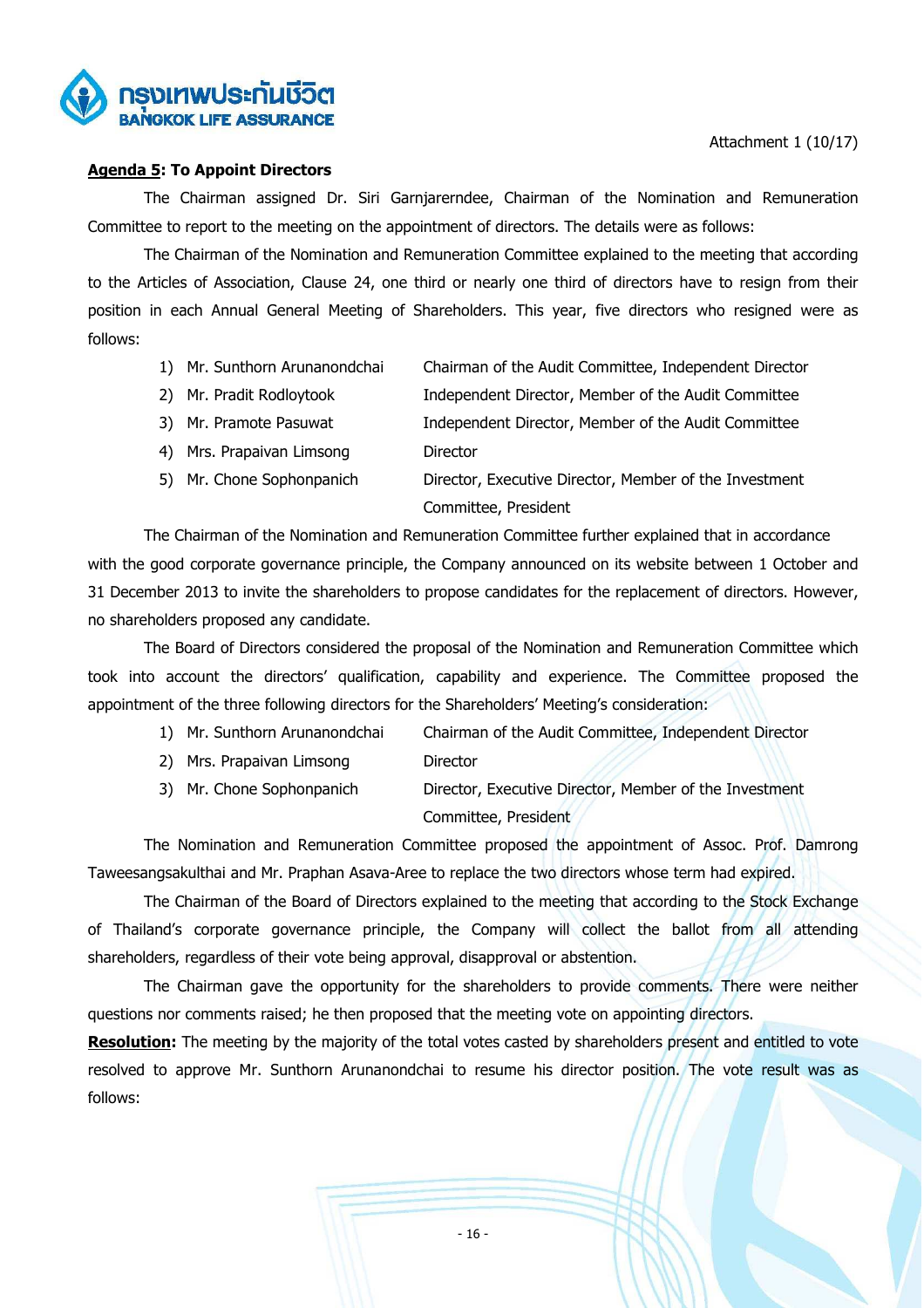Attachment 1 (10/17)

**Agenda 5: To Appoint Directors**

The Chairman assigned Dr. Siri Garnjarerndee, Chairman of the Nomination and Remuneration Committee to report to the meeting on the appointment of directors. The details were as follows:

The Chairman of the Nomination and Remuneration Committee explained to the meeting that according to the Articles of Association, Clause 24, one third or nearly one third of directors have to resign from their position in each Annual General Meeting of Shareholders. This year, five directors who resigned were as follows:

1) Mr. Sunthorn Arunanondchai — Chairman of the Audit Committee, Independent Director
2) Mr. Pradit Rodloytook — Independent Director, Member of the Audit Committee
3) Mr. Pramote Pasuwat — Independent Director, Member of the Audit Committee
4) Mrs. Prapaivan Limsong — Director
5) Mr. Chone Sophonpanich — Director, Executive Director, Member of the Investment Committee, President

The Chairman of the Nomination and Remuneration Committee further explained that in accordance with the good corporate governance principle, the Company announced on its website between 1 October and 31 December 2013 to invite the shareholders to propose candidates for the replacement of directors. However, no shareholders proposed any candidate.

The Board of Directors considered the proposal of the Nomination and Remuneration Committee which took into account the directors' qualification, capability and experience. The Committee proposed the appointment of the three following directors for the Shareholders' Meeting's consideration:

1) Mr. Sunthorn Arunanondchai — Chairman of the Audit Committee, Independent Director
2) Mrs. Prapaivan Limsong — Director
3) Mr. Chone Sophonpanich — Director, Executive Director, Member of the Investment Committee, President

The Nomination and Remuneration Committee proposed the appointment of Assoc. Prof. Damrong Taweesangsakulthai and Mr. Praphan Asava-Aree to replace the two directors whose term had expired.

The Chairman of the Board of Directors explained to the meeting that according to the Stock Exchange of Thailand's corporate governance principle, the Company will collect the ballot from all attending shareholders, regardless of their vote being approval, disapproval or abstention.

The Chairman gave the opportunity for the shareholders to provide comments. There were neither questions nor comments raised; he then proposed that the meeting vote on appointing directors.

**Resolution:** The meeting by the majority of the total votes casted by shareholders present and entitled to vote resolved to approve Mr. Sunthorn Arunanondchai to resume his director position. The vote result was as follows: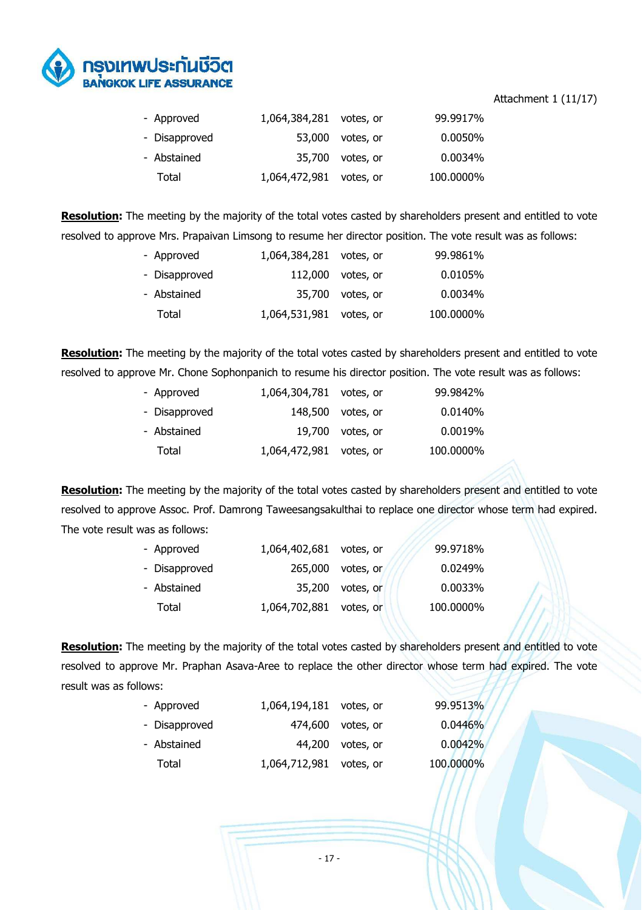Attachment 1 (11/17)

| | | | |
|---|---|---|---|
| - Approved | 1,064,384,281 | votes, or | 99.9917% |
| - Disapproved | 53,000 | votes, or | 0.0050% |
| - Abstained | 35,700 | votes, or | 0.0034% |
| Total | 1,064,472,981 | votes, or | 100.0000% |

**Resolution:** The meeting by the majority of the total votes casted by shareholders present and entitled to vote resolved to approve Mrs. Prapaivan Limsong to resume her director position. The vote result was as follows:

| | | | |
|---|---|---|---|
| - Approved | 1,064,384,281 | votes, or | 99.9861% |
| - Disapproved | 112,000 | votes, or | 0.0105% |
| - Abstained | 35,700 | votes, or | 0.0034% |
| Total | 1,064,531,981 | votes, or | 100.0000% |

**Resolution:** The meeting by the majority of the total votes casted by shareholders present and entitled to vote resolved to approve Mr. Chone Sophonpanich to resume his director position. The vote result was as follows:

| | | | |
|---|---|---|---|
| - Approved | 1,064,304,781 | votes, or | 99.9842% |
| - Disapproved | 148,500 | votes, or | 0.0140% |
| - Abstained | 19,700 | votes, or | 0.0019% |
| Total | 1,064,472,981 | votes, or | 100.0000% |

**Resolution:** The meeting by the majority of the total votes casted by shareholders present and entitled to vote resolved to approve Assoc. Prof. Damrong Taweesangsakulthai to replace one director whose term had expired. The vote result was as follows:

| | | | |
|---|---|---|---|
| - Approved | 1,064,402,681 | votes, or | 99.9718% |
| - Disapproved | 265,000 | votes, or | 0.0249% |
| - Abstained | 35,200 | votes, or | 0.0033% |
| Total | 1,064,702,881 | votes, or | 100.0000% |

**Resolution:** The meeting by the majority of the total votes casted by shareholders present and entitled to vote resolved to approve Mr. Praphan Asava-Aree to replace the other director whose term had expired. The vote result was as follows:

| | | | |
|---|---|---|---|
| - Approved | 1,064,194,181 | votes, or | 99.9513% |
| - Disapproved | 474,600 | votes, or | 0.0446% |
| - Abstained | 44,200 | votes, or | 0.0042% |
| Total | 1,064,712,981 | votes, or | 100.0000% |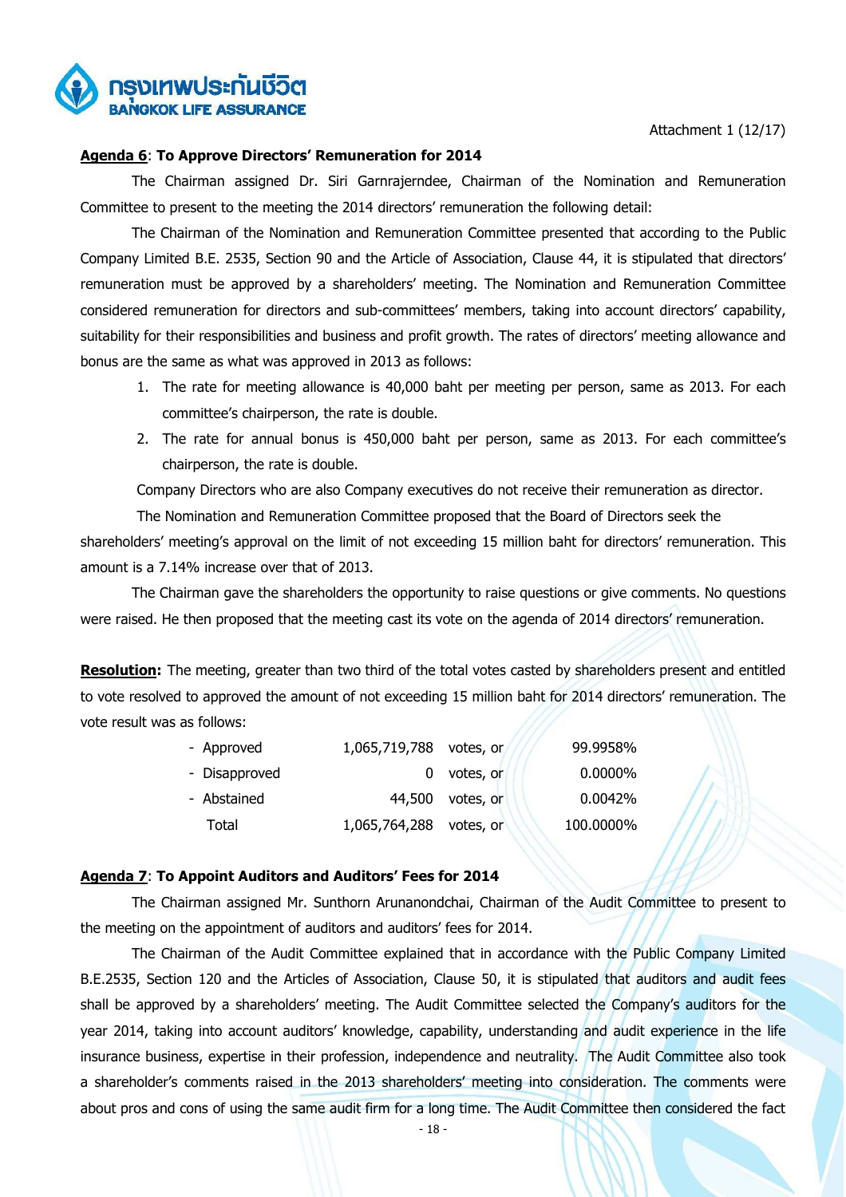Attachment 1 (12/17)

**Agenda 6**: **To Approve Directors' Remuneration for 2014**

The Chairman assigned Dr. Siri Garnrajerndee, Chairman of the Nomination and Remuneration Committee to present to the meeting the 2014 directors' remuneration the following detail:

The Chairman of the Nomination and Remuneration Committee presented that according to the Public Company Limited B.E. 2535, Section 90 and the Article of Association, Clause 44, it is stipulated that directors' remuneration must be approved by a shareholders' meeting. The Nomination and Remuneration Committee considered remuneration for directors and sub-committees' members, taking into account directors' capability, suitability for their responsibilities and business and profit growth. The rates of directors' meeting allowance and bonus are the same as what was approved in 2013 as follows:

1. The rate for meeting allowance is 40,000 baht per meeting per person, same as 2013. For each committee's chairperson, the rate is double.
2. The rate for annual bonus is 450,000 baht per person, same as 2013. For each committee's chairperson, the rate is double.

Company Directors who are also Company executives do not receive their remuneration as director.

The Nomination and Remuneration Committee proposed that the Board of Directors seek the shareholders' meeting's approval on the limit of not exceeding 15 million baht for directors' remuneration. This amount is a 7.14% increase over that of 2013.

The Chairman gave the shareholders the opportunity to raise questions or give comments. No questions were raised. He then proposed that the meeting cast its vote on the agenda of 2014 directors' remuneration.

**Resolution:** The meeting, greater than two third of the total votes casted by shareholders present and entitled to vote resolved to approved the amount of not exceeding 15 million baht for 2014 directors' remuneration. The vote result was as follows:

| | | | |
|---|---|---|---|
| - Approved | 1,065,719,788 | votes, or | 99.9958% |
| - Disapproved | 0 | votes, or | 0.0000% |
| - Abstained | 44,500 | votes, or | 0.0042% |
| Total | 1,065,764,288 | votes, or | 100.0000% |

**Agenda 7**: **To Appoint Auditors and Auditors' Fees for 2014**

The Chairman assigned Mr. Sunthorn Arunanondchai, Chairman of the Audit Committee to present to the meeting on the appointment of auditors and auditors' fees for 2014.

The Chairman of the Audit Committee explained that in accordance with the Public Company Limited B.E.2535, Section 120 and the Articles of Association, Clause 50, it is stipulated that auditors and audit fees shall be approved by a shareholders' meeting. The Audit Committee selected the Company's auditors for the year 2014, taking into account auditors' knowledge, capability, understanding and audit experience in the life insurance business, expertise in their profession, independence and neutrality. The Audit Committee also took a shareholder's comments raised in the 2013 shareholders' meeting into consideration. The comments were about pros and cons of using the same audit firm for a long time. The Audit Committee then considered the fact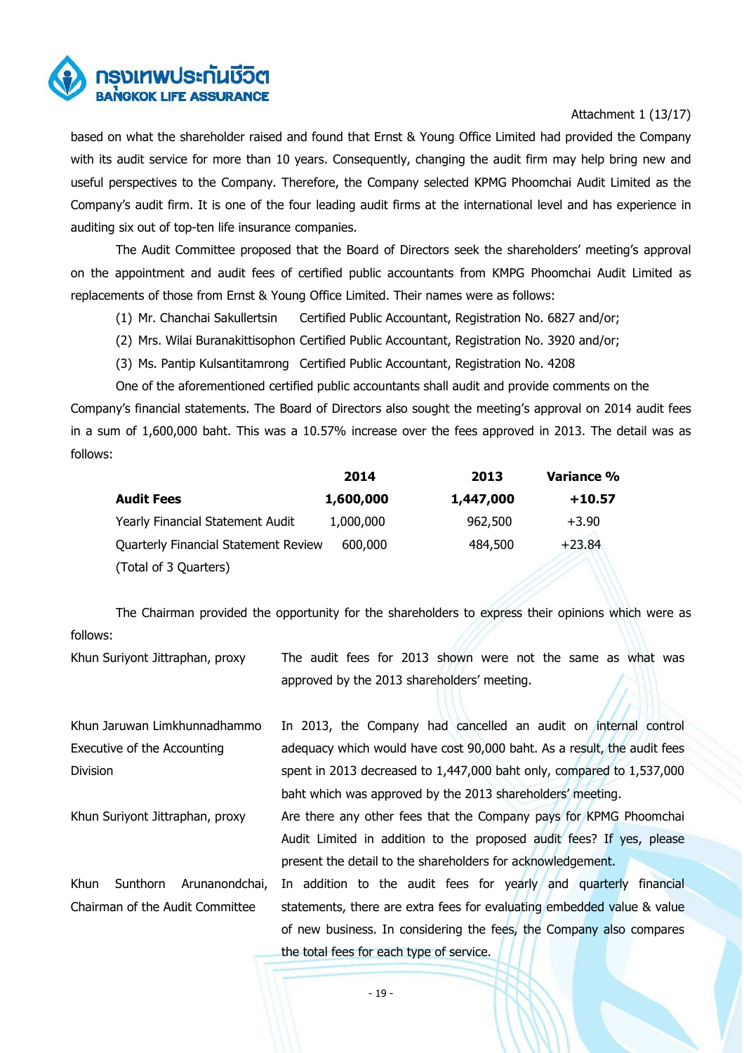based on what the shareholder raised and found that Ernst & Young Office Limited had provided the Company with its audit service for more than 10 years. Consequently, changing the audit firm may help bring new and useful perspectives to the Company. Therefore, the Company selected KPMG Phoomchai Audit Limited as the Company's audit firm. It is one of the four leading audit firms at the international level and has experience in auditing six out of top-ten life insurance companies.

The Audit Committee proposed that the Board of Directors seek the shareholders' meeting's approval on the appointment and audit fees of certified public accountants from KMPG Phoomchai Audit Limited as replacements of those from Ernst & Young Office Limited. Their names were as follows:

(1) Mr. Chanchai Sakullertsin Certified Public Accountant, Registration No. 6827 and/or;

(2) Mrs. Wilai Buranakittisophon Certified Public Accountant, Registration No. 3920 and/or;

(3) Ms. Pantip Kulsantitamrong Certified Public Accountant, Registration No. 4208

One of the aforementioned certified public accountants shall audit and provide comments on the Company's financial statements. The Board of Directors also sought the meeting's approval on 2014 audit fees in a sum of 1,600,000 baht. This was a 10.57% increase over the fees approved in 2013. The detail was as follows:

| | 2014 | 2013 | Variance % |
|---|---|---|---|
| **Audit Fees** | **1,600,000** | **1,447,000** | **+10.57** |
| Yearly Financial Statement Audit | 1,000,000 | 962,500 | +3.90 |
| Quarterly Financial Statement Review (Total of 3 Quarters) | 600,000 | 484,500 | +23.84 |

The Chairman provided the opportunity for the shareholders to express their opinions which were as follows:

| | |
|---|---|
| Khun Suriyont Jittraphan, proxy | The audit fees for 2013 shown were not the same as what was approved by the 2013 shareholders' meeting. |
| Khun Jaruwan Limkhunnadhammo Executive of the Accounting Division | In 2013, the Company had cancelled an audit on internal control adequacy which would have cost 90,000 baht. As a result, the audit fees spent in 2013 decreased to 1,447,000 baht only, compared to 1,537,000 baht which was approved by the 2013 shareholders' meeting. |
| Khun Suriyont Jittraphan, proxy | Are there any other fees that the Company pays for KPMG Phoomchai Audit Limited in addition to the proposed audit fees? If yes, please present the detail to the shareholders for acknowledgement. |
| Khun Sunthorn Arunanondchai, Chairman of the Audit Committee | In addition to the audit fees for yearly and quarterly financial statements, there are extra fees for evaluating embedded value & value of new business. In considering the fees, the Company also compares the total fees for each type of service. |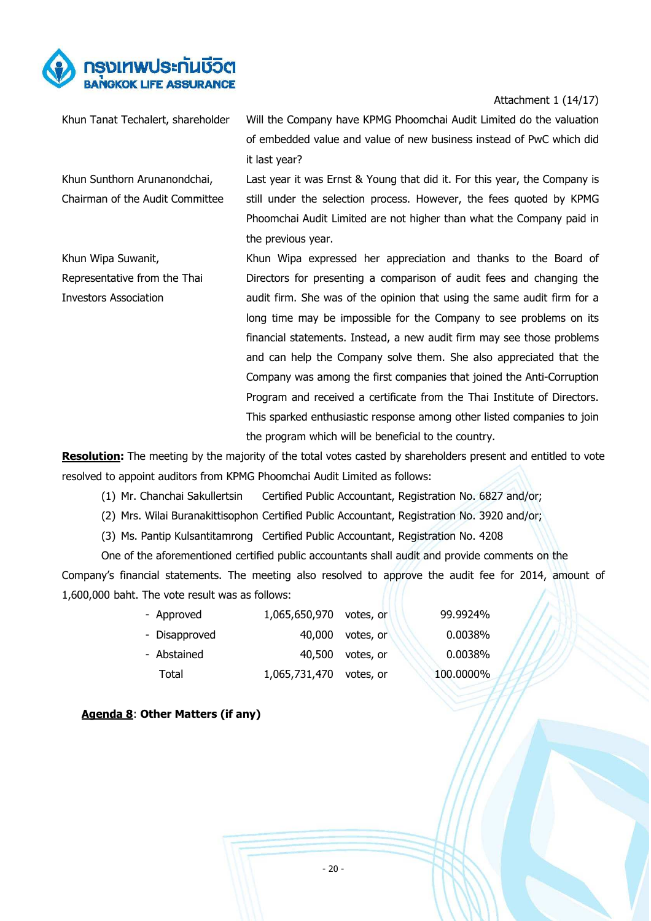Attachment 1 (14/17)

| | |
|---|---|
| Khun Tanat Techalert, shareholder | Will the Company have KPMG Phoomchai Audit Limited do the valuation of embedded value and value of new business instead of PwC which did it last year? |
| Khun Sunthorn Arunanondchai, Chairman of the Audit Committee | Last year it was Ernst & Young that did it. For this year, the Company is still under the selection process. However, the fees quoted by KPMG Phoomchai Audit Limited are not higher than what the Company paid in the previous year. |
| Khun Wipa Suwanit, Representative from the Thai Investors Association | Khun Wipa expressed her appreciation and thanks to the Board of Directors for presenting a comparison of audit fees and changing the audit firm. She was of the opinion that using the same audit firm for a long time may be impossible for the Company to see problems on its financial statements. Instead, a new audit firm may see those problems and can help the Company solve them. She also appreciated that the Company was among the first companies that joined the Anti-Corruption Program and received a certificate from the Thai Institute of Directors. This sparked enthusiastic response among other listed companies to join the program which will be beneficial to the country. |

**Resolution:** The meeting by the majority of the total votes casted by shareholders present and entitled to vote resolved to appoint auditors from KPMG Phoomchai Audit Limited as follows:

(1) Mr. Chanchai Sakullertsin Certified Public Accountant, Registration No. 6827 and/or;

(2) Mrs. Wilai Buranakittisophon Certified Public Accountant, Registration No. 3920 and/or;

(3) Ms. Pantip Kulsantitamrong Certified Public Accountant, Registration No. 4208

One of the aforementioned certified public accountants shall audit and provide comments on the Company's financial statements. The meeting also resolved to approve the audit fee for 2014, amount of 1,600,000 baht. The vote result was as follows:

| | | | |
|---|---|---|---|
| - Approved | 1,065,650,970 | votes, or | 99.9924% |
| - Disapproved | 40,000 | votes, or | 0.0038% |
| - Abstained | 40,500 | votes, or | 0.0038% |
| Total | 1,065,731,470 | votes, or | 100.0000% |

**Agenda 8**: **Other Matters (if any)**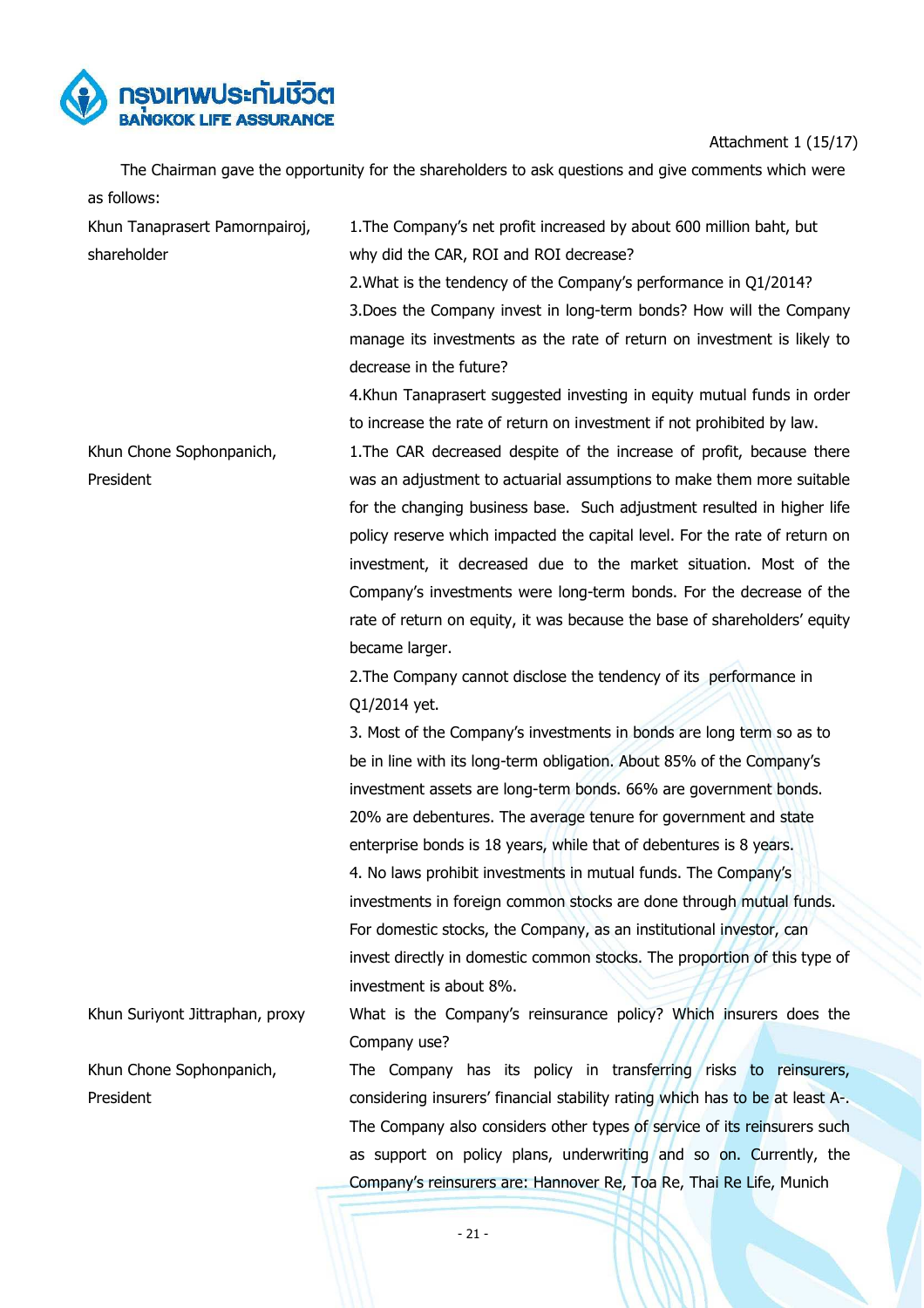Attachment 1 (15/17)

The Chairman gave the opportunity for the shareholders to ask questions and give comments which were as follows:

| | |
|---|---|
| Khun Tanaprasert Pamornpairoj, shareholder | 1.The Company's net profit increased by about 600 million baht, but why did the CAR, ROI and ROI decrease?<br>2.What is the tendency of the Company's performance in Q1/2014?<br>3.Does the Company invest in long-term bonds? How will the Company manage its investments as the rate of return on investment is likely to decrease in the future?<br>4.Khun Tanaprasert suggested investing in equity mutual funds in order to increase the rate of return on investment if not prohibited by law. |
| Khun Chone Sophonpanich, President | 1.The CAR decreased despite of the increase of profit, because there was an adjustment to actuarial assumptions to make them more suitable for the changing business base. Such adjustment resulted in higher life policy reserve which impacted the capital level. For the rate of return on investment, it decreased due to the market situation. Most of the Company's investments were long-term bonds. For the decrease of the rate of return on equity, it was because the base of shareholders' equity became larger.<br>2.The Company cannot disclose the tendency of its performance in Q1/2014 yet.<br>3. Most of the Company's investments in bonds are long term so as to be in line with its long-term obligation. About 85% of the Company's investment assets are long-term bonds. 66% are government bonds. 20% are debentures. The average tenure for government and state enterprise bonds is 18 years, while that of debentures is 8 years.<br>4. No laws prohibit investments in mutual funds. The Company's investments in foreign common stocks are done through mutual funds. For domestic stocks, the Company, as an institutional investor, can invest directly in domestic common stocks. The proportion of this type of investment is about 8%. |
| Khun Suriyont Jittraphan, proxy | What is the Company's reinsurance policy? Which insurers does the Company use? |
| Khun Chone Sophonpanich, President | The Company has its policy in transferring risks to reinsurers, considering insurers' financial stability rating which has to be at least A-. The Company also considers other types of service of its reinsurers such as support on policy plans, underwriting and so on. Currently, the Company's reinsurers are: Hannover Re, Toa Re, Thai Re Life, Munich |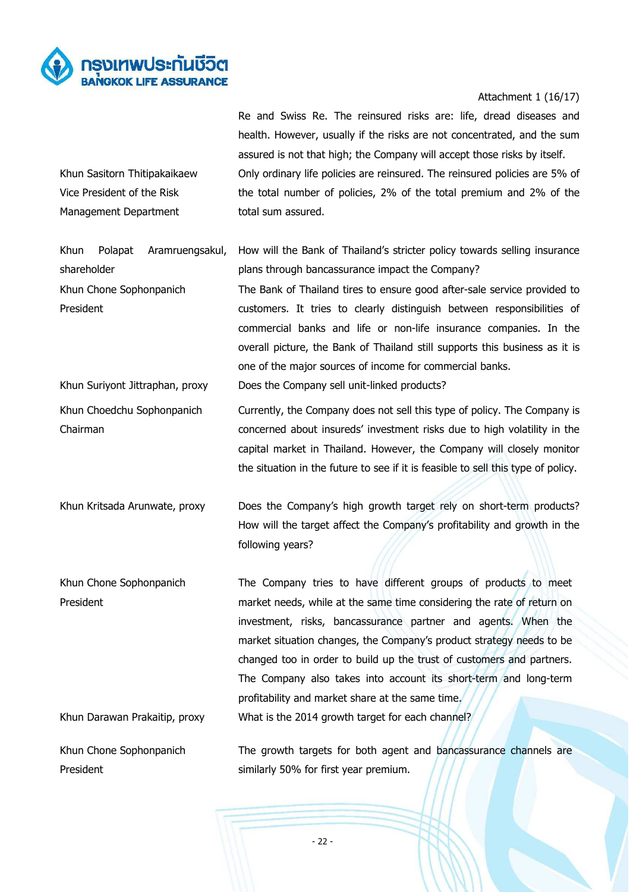Attachment 1 (16/17)

Re and Swiss Re. The reinsured risks are: life, dread diseases and health. However, usually if the risks are not concentrated, and the sum assured is not that high; the Company will accept those risks by itself.

| | |
|---|---|
| Khun Sasitorn Thitipakaikaew<br>Vice President of the Risk Management Department | Only ordinary life policies are reinsured. The reinsured policies are 5% of the total number of policies, 2% of the total premium and 2% of the total sum assured. |
| Khun Polapat Aramruengsakul, shareholder | How will the Bank of Thailand's stricter policy towards selling insurance plans through bancassurance impact the Company? |
| Khun Chone Sophonpanich<br>President | The Bank of Thailand tires to ensure good after-sale service provided to customers. It tries to clearly distinguish between responsibilities of commercial banks and life or non-life insurance companies. In the overall picture, the Bank of Thailand still supports this business as it is one of the major sources of income for commercial banks. |
| Khun Suriyont Jittraphan, proxy | Does the Company sell unit-linked products? |
| Khun Choedchu Sophonpanich<br>Chairman | Currently, the Company does not sell this type of policy. The Company is concerned about insureds' investment risks due to high volatility in the capital market in Thailand. However, the Company will closely monitor the situation in the future to see if it is feasible to sell this type of policy. |
| Khun Kritsada Arunwate, proxy | Does the Company's high growth target rely on short-term products? How will the target affect the Company's profitability and growth in the following years? |
| Khun Chone Sophonpanich<br>President | The Company tries to have different groups of products to meet market needs, while at the same time considering the rate of return on investment, risks, bancassurance partner and agents. When the market situation changes, the Company's product strategy needs to be changed too in order to build up the trust of customers and partners. The Company also takes into account its short-term and long-term profitability and market share at the same time. |
| Khun Darawan Prakaitip, proxy | What is the 2014 growth target for each channel? |
| Khun Chone Sophonpanich<br>President | The growth targets for both agent and bancassurance channels are similarly 50% for first year premium. |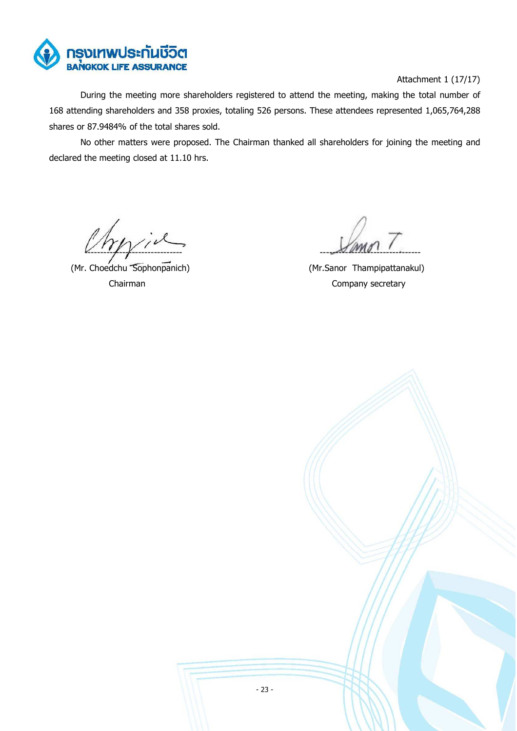Attachment 1 (17/17)

During the meeting more shareholders registered to attend the meeting, making the total number of 168 attending shareholders and 358 proxies, totaling 526 persons. These attendees represented 1,065,764,288 shares or 87.9484% of the total shares sold.

No other matters were proposed. The Chairman thanked all shareholders for joining the meeting and declared the meeting closed at 11.10 hrs.

| ------------------------------ | ------------------------------ |
|---|---|
| (Mr. Choedchu Sophonpanich) | (Mr.Sanor Thampipattanakul) |
| Chairman | Company secretary |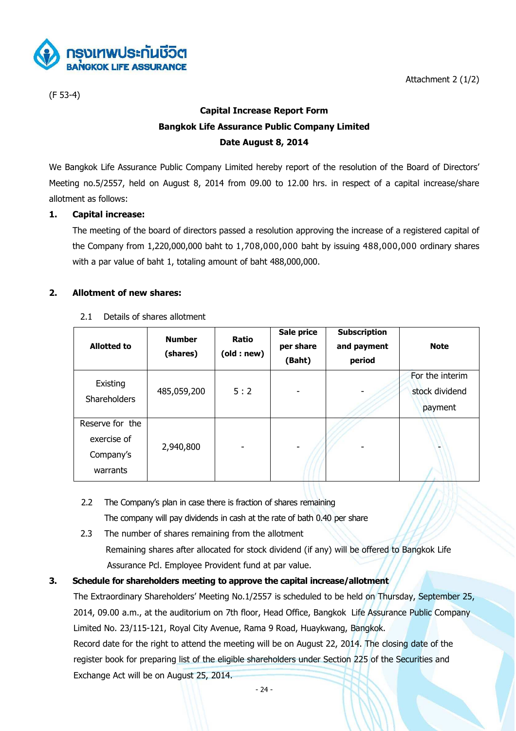Attachment 2 (1/2)

(F 53-4)

**Capital Increase Report Form**
**Bangkok Life Assurance Public Company Limited**
**Date August 8, 2014**

We Bangkok Life Assurance Public Company Limited hereby report of the resolution of the Board of Directors' Meeting no.5/2557, held on August 8, 2014 from 09.00 to 12.00 hrs. in respect of a capital increase/share allotment as follows:

**1. Capital increase:**

The meeting of the board of directors passed a resolution approving the increase of a registered capital of the Company from 1,220,000,000 baht to 1,708,000,000 baht by issuing 488,000,000 ordinary shares with a par value of baht 1, totaling amount of baht 488,000,000.

**2. Allotment of new shares:**

2.1 Details of shares allotment

| Allotted to | Number (shares) | Ratio (old : new) | Sale price per share (Baht) | Subscription and payment period | Note |
|---|---|---|---|---|---|
| Existing Shareholders | 485,059,200 | 5 : 2 | - | - | For the interim stock dividend payment |
| Reserve for the exercise of Company's warrants | 2,940,800 | - | - | - | - |

2.2 The Company's plan in case there is fraction of shares remaining

The company will pay dividends in cash at the rate of bath 0.40 per share

2.3 The number of shares remaining from the allotment

Remaining shares after allocated for stock dividend (if any) will be offered to Bangkok Life Assurance Pcl. Employee Provident fund at par value.

**3. Schedule for shareholders meeting to approve the capital increase/allotment**

The Extraordinary Shareholders' Meeting No.1/2557 is scheduled to be held on Thursday, September 25, 2014, 09.00 a.m., at the auditorium on 7th floor, Head Office, Bangkok Life Assurance Public Company Limited No. 23/115-121, Royal City Avenue, Rama 9 Road, Huaykwang, Bangkok.

Record date for the right to attend the meeting will be on August 22, 2014. The closing date of the register book for preparing list of the eligible shareholders under Section 225 of the Securities and Exchange Act will be on August 25, 2014.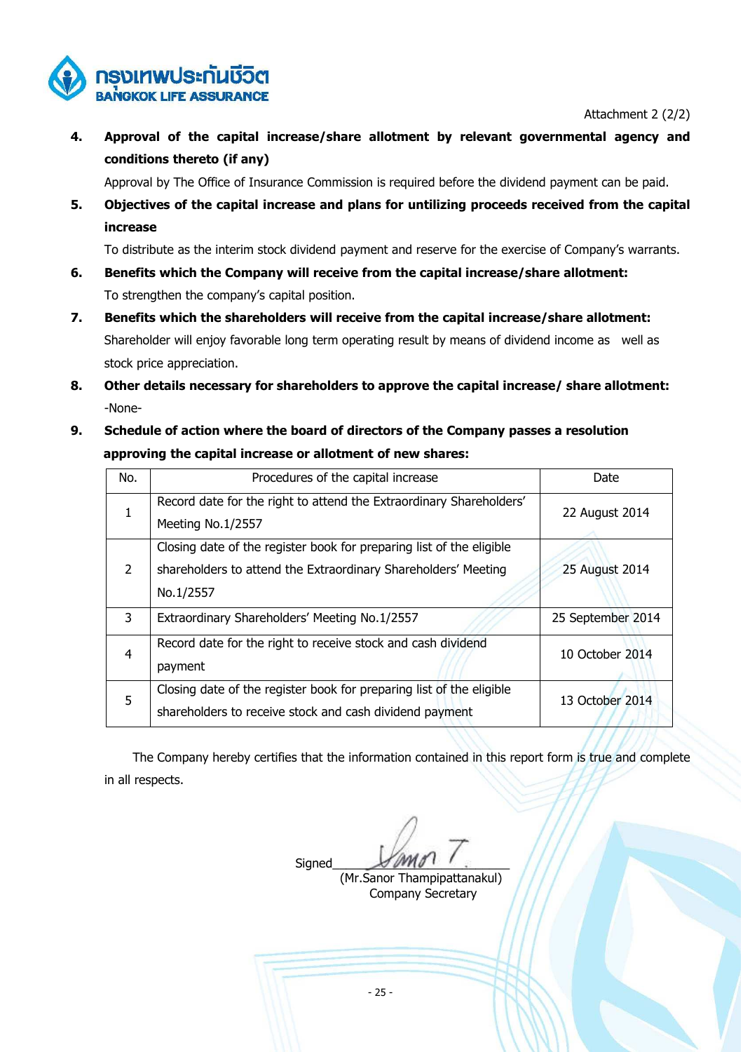Attachment 2 (2/2)

**4. Approval of the capital increase/share allotment by relevant governmental agency and conditions thereto (if any)**

Approval by The Office of Insurance Commission is required before the dividend payment can be paid.

**5. Objectives of the capital increase and plans for untilizing proceeds received from the capital increase**

To distribute as the interim stock dividend payment and reserve for the exercise of Company's warrants.

**6. Benefits which the Company will receive from the capital increase/share allotment:**

To strengthen the company's capital position.

**7. Benefits which the shareholders will receive from the capital increase/share allotment:**

Shareholder will enjoy favorable long term operating result by means of dividend income as well as stock price appreciation.

**8. Other details necessary for shareholders to approve the capital increase/ share allotment:**

-None-

**9. Schedule of action where the board of directors of the Company passes a resolution approving the capital increase or allotment of new shares:**

| No. | Procedures of the capital increase | Date |
|---|---|---|
| 1 | Record date for the right to attend the Extraordinary Shareholders' Meeting No.1/2557 | 22 August 2014 |
| 2 | Closing date of the register book for preparing list of the eligible shareholders to attend the Extraordinary Shareholders' Meeting No.1/2557 | 25 August 2014 |
| 3 | Extraordinary Shareholders' Meeting No.1/2557 | 25 September 2014 |
| 4 | Record date for the right to receive stock and cash dividend payment | 10 October 2014 |
| 5 | Closing date of the register book for preparing list of the eligible shareholders to receive stock and cash dividend payment | 13 October 2014 |

The Company hereby certifies that the information contained in this report form is true and complete in all respects.

Signed_______________

(Mr.Sanor Thampipattanakul)
Company Secretary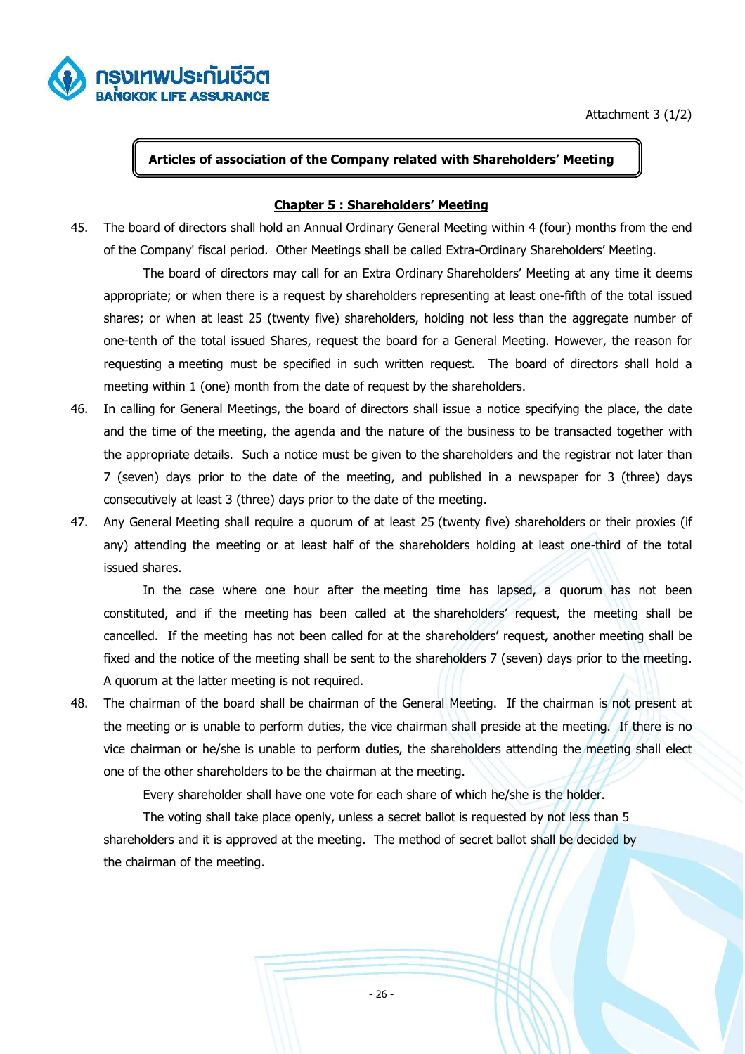Attachment 3 (1/2)

**Articles of association of the Company related with Shareholders' Meeting**

## Chapter 5 : Shareholders' Meeting

45. The board of directors shall hold an Annual Ordinary General Meeting within 4 (four) months from the end of the Company' fiscal period. Other Meetings shall be called Extra-Ordinary Shareholders' Meeting.

    The board of directors may call for an Extra Ordinary Shareholders' Meeting at any time it deems appropriate; or when there is a request by shareholders representing at least one-fifth of the total issued shares; or when at least 25 (twenty five) shareholders, holding not less than the aggregate number of one-tenth of the total issued Shares, request the board for a General Meeting. However, the reason for requesting a meeting must be specified in such written request. The board of directors shall hold a meeting within 1 (one) month from the date of request by the shareholders.

46. In calling for General Meetings, the board of directors shall issue a notice specifying the place, the date and the time of the meeting, the agenda and the nature of the business to be transacted together with the appropriate details. Such a notice must be given to the shareholders and the registrar not later than 7 (seven) days prior to the date of the meeting, and published in a newspaper for 3 (three) days consecutively at least 3 (three) days prior to the date of the meeting.

47. Any General Meeting shall require a quorum of at least 25 (twenty five) shareholders or their proxies (if any) attending the meeting or at least half of the shareholders holding at least one-third of the total issued shares.

    In the case where one hour after the meeting time has lapsed, a quorum has not been constituted, and if the meeting has been called at the shareholders' request, the meeting shall be cancelled. If the meeting has not been called for at the shareholders' request, another meeting shall be fixed and the notice of the meeting shall be sent to the shareholders 7 (seven) days prior to the meeting. A quorum at the latter meeting is not required.

48. The chairman of the board shall be chairman of the General Meeting. If the chairman is not present at the meeting or is unable to perform duties, the vice chairman shall preside at the meeting. If there is no vice chairman or he/she is unable to perform duties, the shareholders attending the meeting shall elect one of the other shareholders to be the chairman at the meeting.

    Every shareholder shall have one vote for each share of which he/she is the holder.

    The voting shall take place openly, unless a secret ballot is requested by not less than 5 shareholders and it is approved at the meeting. The method of secret ballot shall be decided by the chairman of the meeting.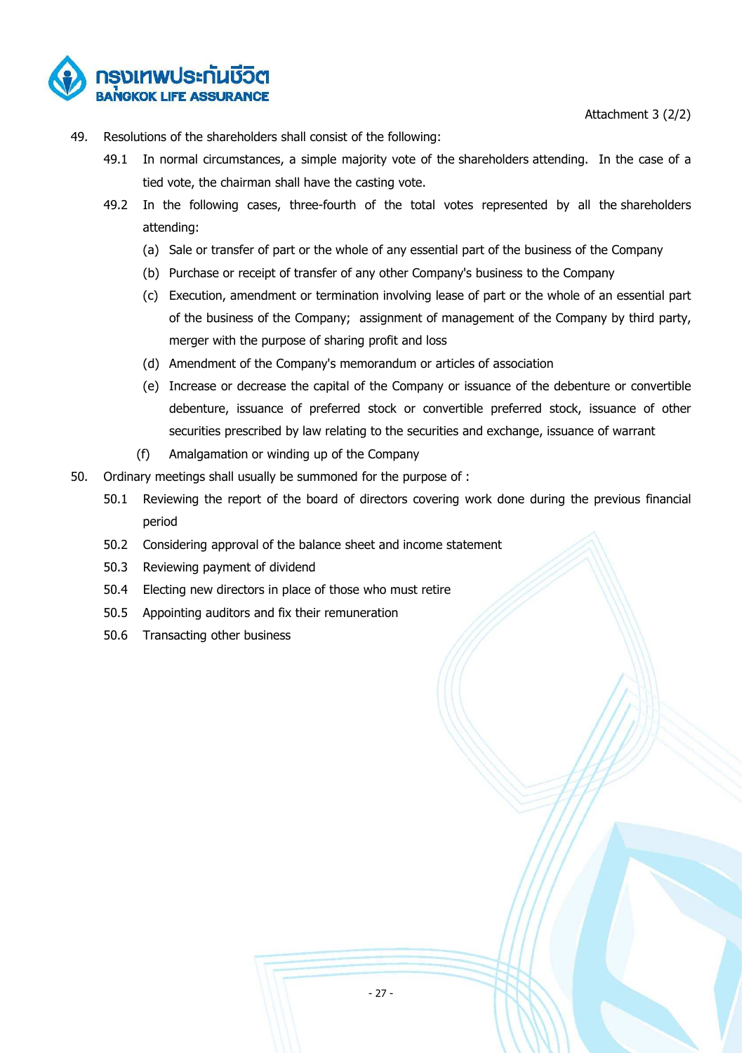Attachment 3 (2/2)

49. Resolutions of the shareholders shall consist of the following:

    49.1 In normal circumstances, a simple majority vote of the shareholders attending. In the case of a tied vote, the chairman shall have the casting vote.

    49.2 In the following cases, three-fourth of the total votes represented by all the shareholders attending:

    (a) Sale or transfer of part or the whole of any essential part of the business of the Company

    (b) Purchase or receipt of transfer of any other Company's business to the Company

    (c) Execution, amendment or termination involving lease of part or the whole of an essential part of the business of the Company; assignment of management of the Company by third party, merger with the purpose of sharing profit and loss

    (d) Amendment of the Company's memorandum or articles of association

    (e) Increase or decrease the capital of the Company or issuance of the debenture or convertible debenture, issuance of preferred stock or convertible preferred stock, issuance of other securities prescribed by law relating to the securities and exchange, issuance of warrant

    (f) Amalgamation or winding up of the Company

50. Ordinary meetings shall usually be summoned for the purpose of :

    50.1 Reviewing the report of the board of directors covering work done during the previous financial period

    50.2 Considering approval of the balance sheet and income statement

    50.3 Reviewing payment of dividend

    50.4 Electing new directors in place of those who must retire

    50.5 Appointing auditors and fix their remuneration

    50.6 Transacting other business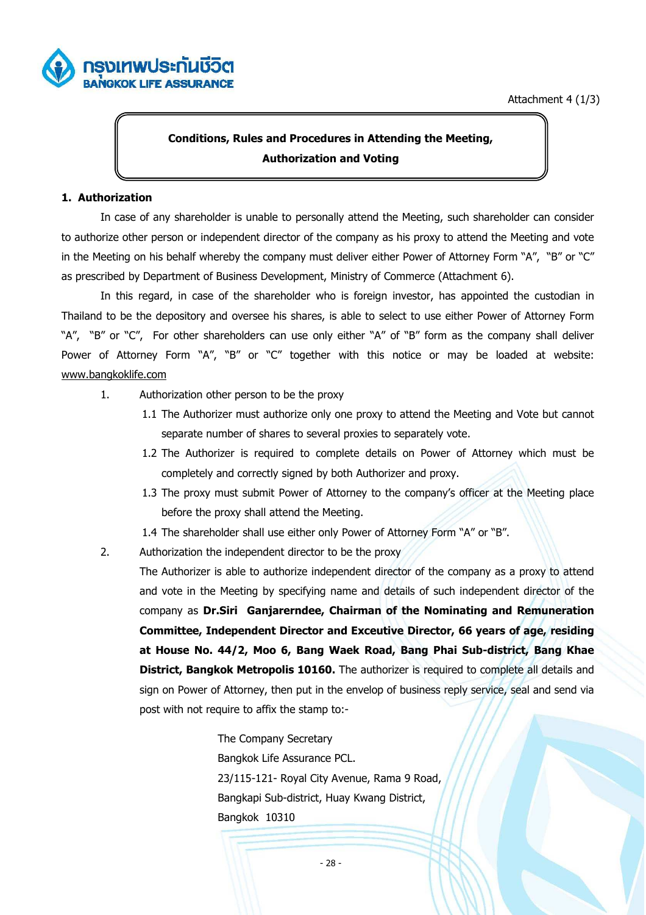Attachment 4 (1/3)

**Conditions, Rules and Procedures in Attending the Meeting,**
**Authorization and Voting**

**1. Authorization**

In case of any shareholder is unable to personally attend the Meeting, such shareholder can consider to authorize other person or independent director of the company as his proxy to attend the Meeting and vote in the Meeting on his behalf whereby the company must deliver either Power of Attorney Form "A", "B" or "C" as prescribed by Department of Business Development, Ministry of Commerce (Attachment 6).

In this regard, in case of the shareholder who is foreign investor, has appointed the custodian in Thailand to be the depository and oversee his shares, is able to select to use either Power of Attorney Form "A", "B" or "C", For other shareholders can use only either "A" of "B" form as the company shall deliver Power of Attorney Form "A", "B" or "C" together with this notice or may be loaded at website: www.bangkoklife.com

1. Authorization other person to be the proxy
   - 1.1 The Authorizer must authorize only one proxy to attend the Meeting and Vote but cannot separate number of shares to several proxies to separately vote.
   - 1.2 The Authorizer is required to complete details on Power of Attorney which must be completely and correctly signed by both Authorizer and proxy.
   - 1.3 The proxy must submit Power of Attorney to the company's officer at the Meeting place before the proxy shall attend the Meeting.
   - 1.4 The shareholder shall use either only Power of Attorney Form "A" or "B".
2. Authorization the independent director to be the proxy

   The Authorizer is able to authorize independent director of the company as a proxy to attend and vote in the Meeting by specifying name and details of such independent director of the company as **Dr.Siri Ganjarerndee, Chairman of the Nominating and Remuneration Committee, Independent Director and Exceutive Director, 66 years of age, residing at House No. 44/2, Moo 6, Bang Waek Road, Bang Phai Sub-district, Bang Khae District, Bangkok Metropolis 10160.** The authorizer is required to complete all details and sign on Power of Attorney, then put in the envelop of business reply service, seal and send via post with not require to affix the stamp to:-

   The Company Secretary
   Bangkok Life Assurance PCL.
   23/115-121- Royal City Avenue, Rama 9 Road,
   Bangkapi Sub-district, Huay Kwang District,
   Bangkok 10310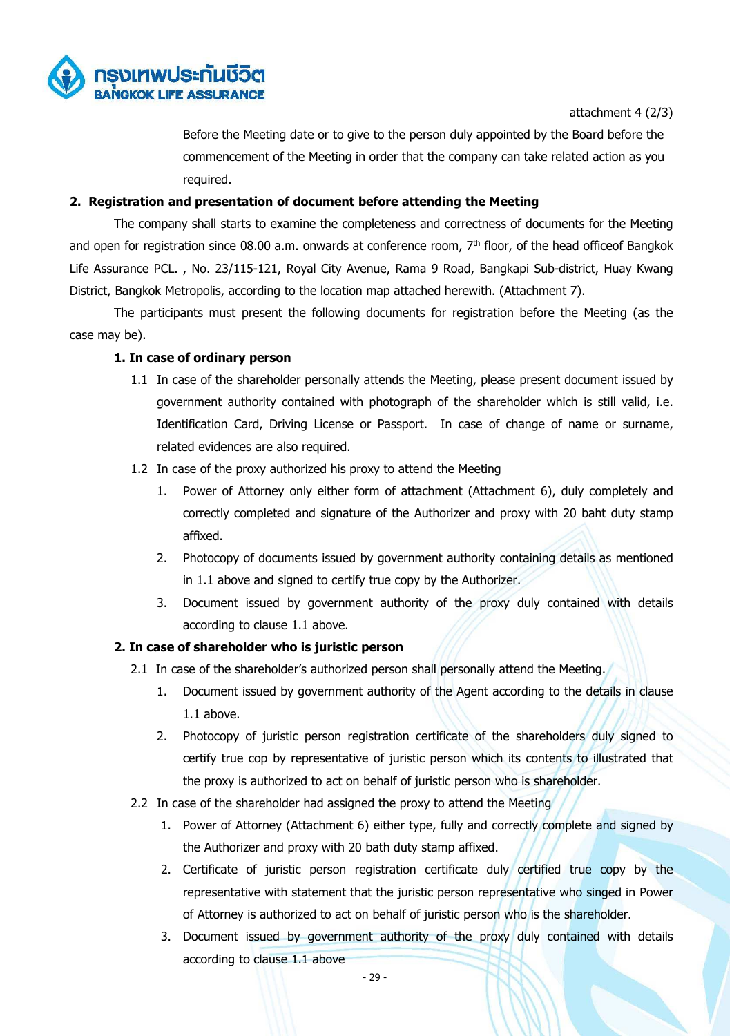attachment 4 (2/3)

Before the Meeting date or to give to the person duly appointed by the Board before the commencement of the Meeting in order that the company can take related action as you required.

**2. Registration and presentation of document before attending the Meeting**

The company shall starts to examine the completeness and correctness of documents for the Meeting and open for registration since 08.00 a.m. onwards at conference room, 7th floor, of the head officeof Bangkok Life Assurance PCL. , No. 23/115-121, Royal City Avenue, Rama 9 Road, Bangkapi Sub-district, Huay Kwang District, Bangkok Metropolis, according to the location map attached herewith. (Attachment 7).

The participants must present the following documents for registration before the Meeting (as the case may be).

**1. In case of ordinary person**

1.1 In case of the shareholder personally attends the Meeting, please present document issued by government authority contained with photograph of the shareholder which is still valid, i.e. Identification Card, Driving License or Passport. In case of change of name or surname, related evidences are also required.

1.2 In case of the proxy authorized his proxy to attend the Meeting

1. Power of Attorney only either form of attachment (Attachment 6), duly completely and correctly completed and signature of the Authorizer and proxy with 20 baht duty stamp affixed.
2. Photocopy of documents issued by government authority containing details as mentioned in 1.1 above and signed to certify true copy by the Authorizer.
3. Document issued by government authority of the proxy duly contained with details according to clause 1.1 above.

**2. In case of shareholder who is juristic person**

2.1 In case of the shareholder's authorized person shall personally attend the Meeting.

1. Document issued by government authority of the Agent according to the details in clause 1.1 above.
2. Photocopy of juristic person registration certificate of the shareholders duly signed to certify true cop by representative of juristic person which its contents to illustrated that the proxy is authorized to act on behalf of juristic person who is shareholder.

2.2 In case of the shareholder had assigned the proxy to attend the Meeting

1. Power of Attorney (Attachment 6) either type, fully and correctly complete and signed by the Authorizer and proxy with 20 bath duty stamp affixed.
2. Certificate of juristic person registration certificate duly certified true copy by the representative with statement that the juristic person representative who singed in Power of Attorney is authorized to act on behalf of juristic person who is the shareholder.
3. Document issued by government authority of the proxy duly contained with details according to clause 1.1 above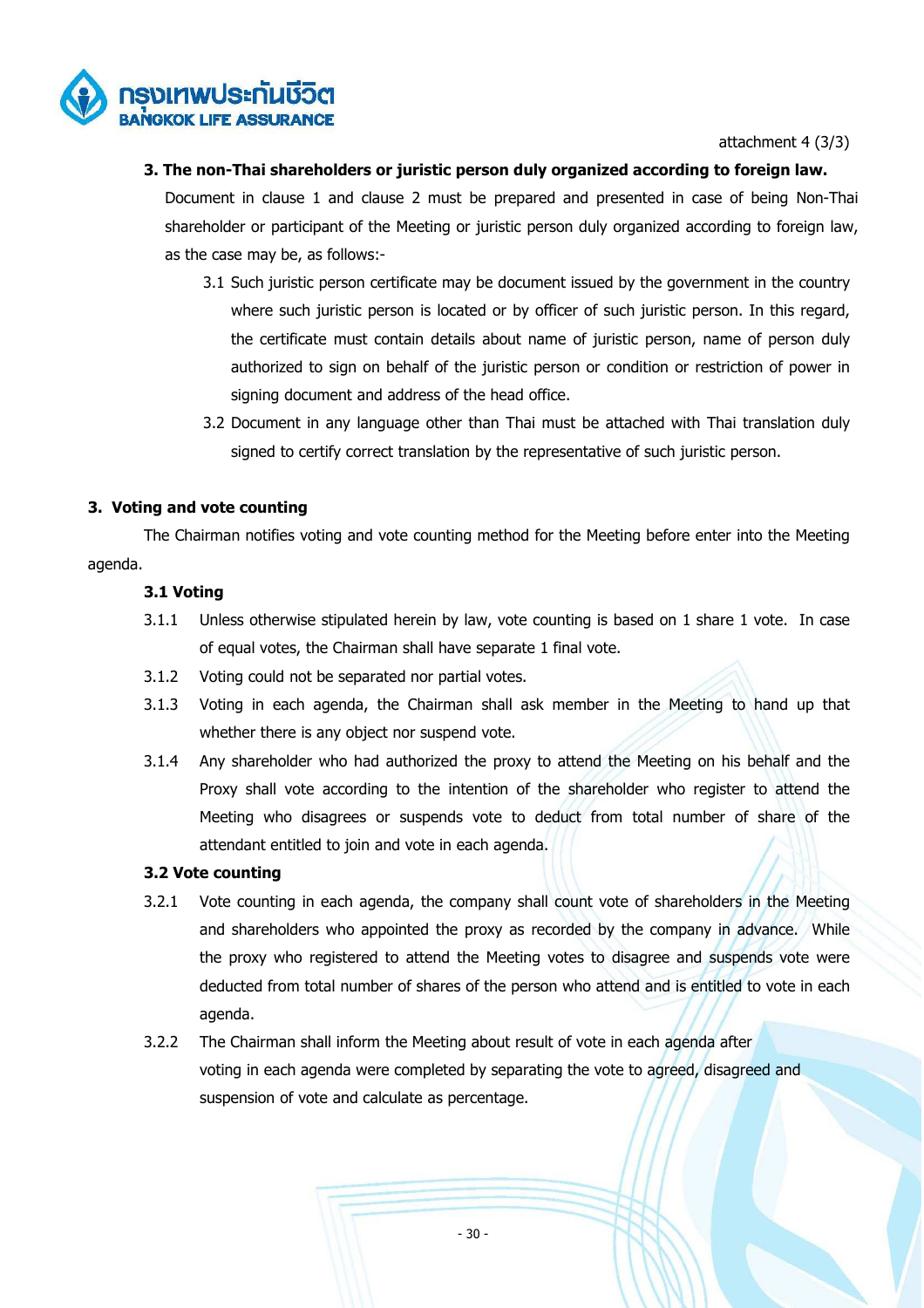attachment 4 (3/3)

**3. The non-Thai shareholders or juristic person duly organized according to foreign law.**

Document in clause 1 and clause 2 must be prepared and presented in case of being Non-Thai shareholder or participant of the Meeting or juristic person duly organized according to foreign law, as the case may be, as follows:-

3.1 Such juristic person certificate may be document issued by the government in the country where such juristic person is located or by officer of such juristic person. In this regard, the certificate must contain details about name of juristic person, name of person duly authorized to sign on behalf of the juristic person or condition or restriction of power in signing document and address of the head office.

3.2 Document in any language other than Thai must be attached with Thai translation duly signed to certify correct translation by the representative of such juristic person.

## 3. Voting and vote counting

The Chairman notifies voting and vote counting method for the Meeting before enter into the Meeting agenda.

### 3.1 Voting

3.1.1 Unless otherwise stipulated herein by law, vote counting is based on 1 share 1 vote. In case of equal votes, the Chairman shall have separate 1 final vote.

3.1.2 Voting could not be separated nor partial votes.

3.1.3 Voting in each agenda, the Chairman shall ask member in the Meeting to hand up that whether there is any object nor suspend vote.

3.1.4 Any shareholder who had authorized the proxy to attend the Meeting on his behalf and the Proxy shall vote according to the intention of the shareholder who register to attend the Meeting who disagrees or suspends vote to deduct from total number of share of the attendant entitled to join and vote in each agenda.

### 3.2 Vote counting

3.2.1 Vote counting in each agenda, the company shall count vote of shareholders in the Meeting and shareholders who appointed the proxy as recorded by the company in advance. While the proxy who registered to attend the Meeting votes to disagree and suspends vote were deducted from total number of shares of the person who attend and is entitled to vote in each agenda.

3.2.2 The Chairman shall inform the Meeting about result of vote in each agenda after voting in each agenda were completed by separating the vote to agreed, disagreed and suspension of vote and calculate as percentage.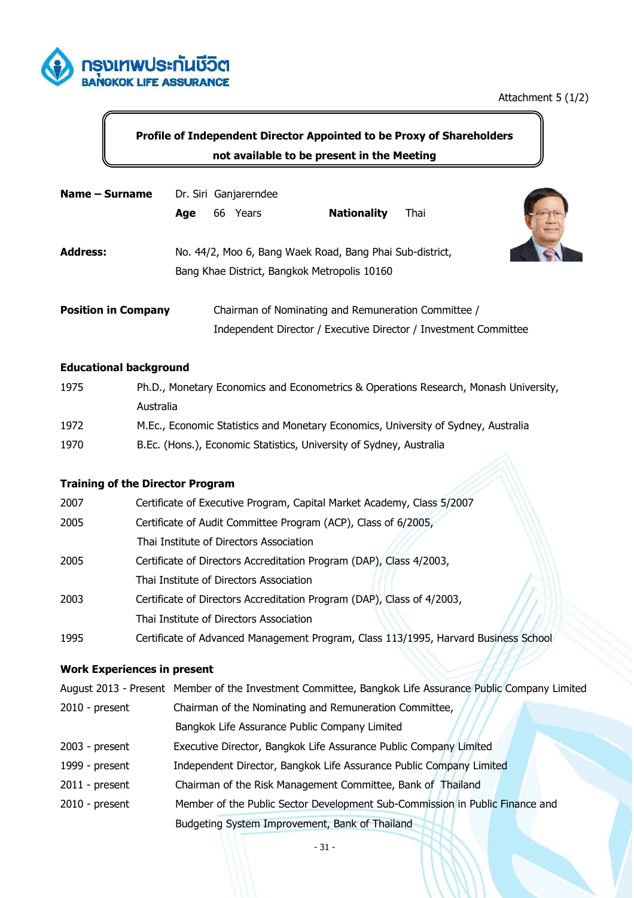Attachment 5 (1/2)

## Profile of Independent Director Appointed to be Proxy of Shareholders not available to be present in the Meeting

**Name – Surname** Dr. Siri Ganjarerndee

**Age** 66 Years **Nationality** Thai

**Address:** No. 44/2, Moo 6, Bang Waek Road, Bang Phai Sub-district, Bang Khae District, Bangkok Metropolis 10160

**Position in Company** Chairman of Nominating and Remuneration Committee / Independent Director / Executive Director / Investment Committee

### Educational background

| | |
|---|---|
| 1975 | Ph.D., Monetary Economics and Econometrics & Operations Research, Monash University, Australia |
| 1972 | M.Ec., Economic Statistics and Monetary Economics, University of Sydney, Australia |
| 1970 | B.Ec. (Hons.), Economic Statistics, University of Sydney, Australia |

### Training of the Director Program

| | |
|---|---|
| 2007 | Certificate of Executive Program, Capital Market Academy, Class 5/2007 |
| 2005 | Certificate of Audit Committee Program (ACP), Class of 6/2005, Thai Institute of Directors Association |
| 2005 | Certificate of Directors Accreditation Program (DAP), Class 4/2003, Thai Institute of Directors Association |
| 2003 | Certificate of Directors Accreditation Program (DAP), Class of 4/2003, Thai Institute of Directors Association |
| 1995 | Certificate of Advanced Management Program, Class 113/1995, Harvard Business School |

### Work Experiences in present

| | |
|---|---|
| August 2013 - Present | Member of the Investment Committee, Bangkok Life Assurance Public Company Limited |
| 2010 - present | Chairman of the Nominating and Remuneration Committee, Bangkok Life Assurance Public Company Limited |
| 2003 - present | Executive Director, Bangkok Life Assurance Public Company Limited |
| 1999 - present | Independent Director, Bangkok Life Assurance Public Company Limited |
| 2011 - present | Chairman of the Risk Management Committee, Bank of Thailand |
| 2010 - present | Member of the Public Sector Development Sub-Commission in Public Finance and Budgeting System Improvement, Bank of Thailand |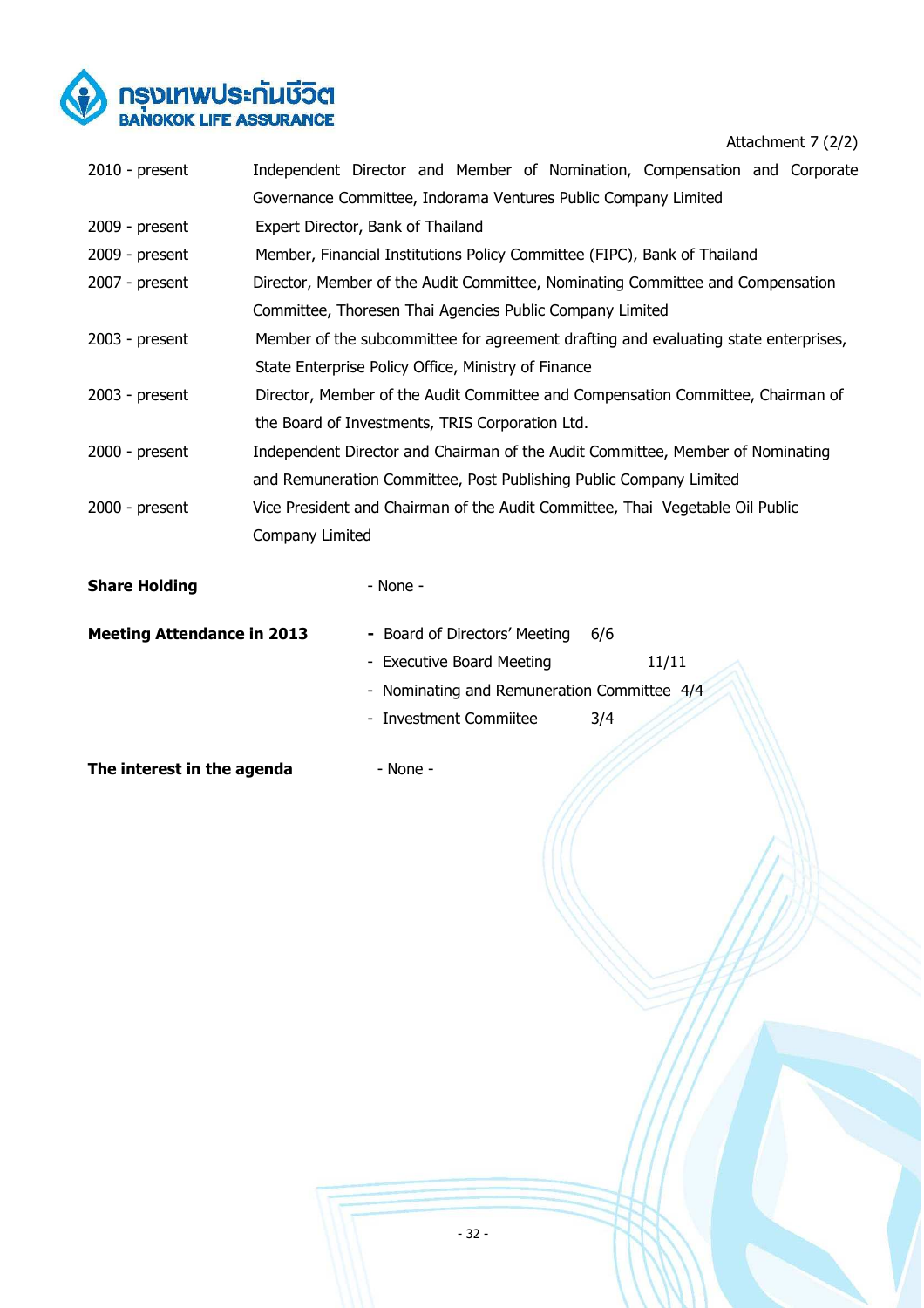Attachment 7 (2/2)

| | |
|---|---|
| 2010 - present | Independent Director and Member of Nomination, Compensation and Corporate Governance Committee, Indorama Ventures Public Company Limited |
| 2009 - present | Expert Director, Bank of Thailand |
| 2009 - present | Member, Financial Institutions Policy Committee (FIPC), Bank of Thailand |
| 2007 - present | Director, Member of the Audit Committee, Nominating Committee and Compensation Committee, Thoresen Thai Agencies Public Company Limited |
| 2003 - present | Member of the subcommittee for agreement drafting and evaluating state enterprises, State Enterprise Policy Office, Ministry of Finance |
| 2003 - present | Director, Member of the Audit Committee and Compensation Committee, Chairman of the Board of Investments, TRIS Corporation Ltd. |
| 2000 - present | Independent Director and Chairman of the Audit Committee, Member of Nominating and Remuneration Committee, Post Publishing Public Company Limited |
| 2000 - present | Vice President and Chairman of the Audit Committee, Thai Vegetable Oil Public Company Limited |

**Share Holding** - None -

**Meeting Attendance in 2013**

- Board of Directors' Meeting 6/6
- Executive Board Meeting 11/11
- Nominating and Remuneration Committee 4/4
- Investment Commiitee 3/4

**The interest in the agenda** - None -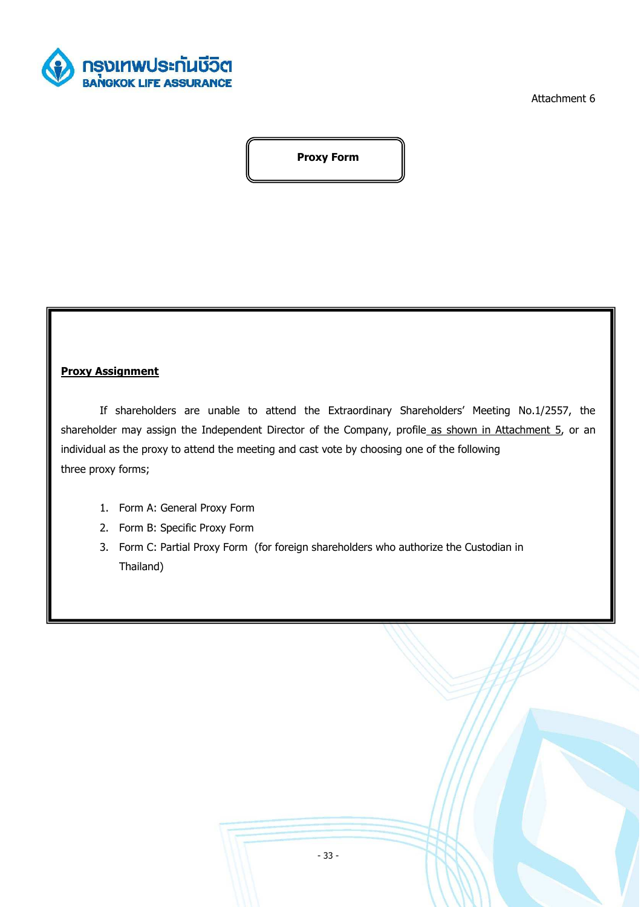Attachment 6

**Proxy Form**

**Proxy Assignment**

If shareholders are unable to attend the Extraordinary Shareholders' Meeting No.1/2557, the shareholder may assign the Independent Director of the Company, profile as shown in Attachment 5, or an individual as the proxy to attend the meeting and cast vote by choosing one of the following three proxy forms;

1. Form A: General Proxy Form
2. Form B: Specific Proxy Form
3. Form C: Partial Proxy Form (for foreign shareholders who authorize the Custodian in Thailand)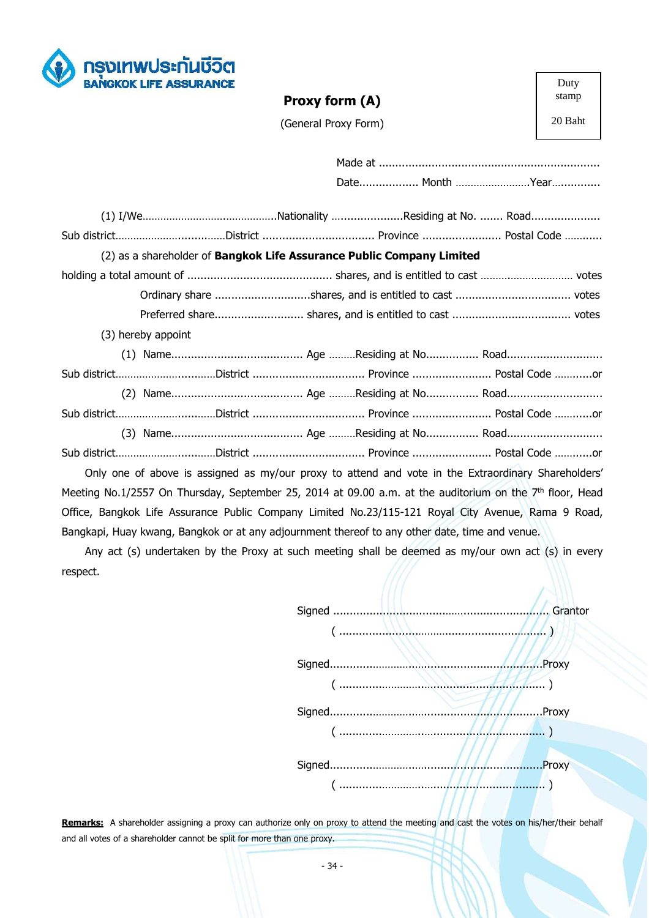กรุงเทพประกันชีวิต
BANGKOK LIFE ASSURANCE

# Proxy form (A)

(General Proxy Form)

Duty stamp

20 Baht

Made at ...................................................................

Date.................. Month .........................Year...............

(1) I/We.............................................Nationality ......................Residing at No. ....... Road.....................

Sub district....................................District .................................. Province ........................ Postal Code ............

(2) as a shareholder of **Bangkok Life Assurance Public Company Limited**

holding a total amount of ............................................ shares, and is entitled to cast .............................. votes

Ordinary share .............................shares, and is entitled to cast .................................. votes

Preferred share........................... shares, and is entitled to cast ................................... votes

(3) hereby appoint

(1) Name........................................ Age .........Residing at No................ Road.............................

Sub district.................................District .................................. Province ........................ Postal Code ............or

(2) Name........................................ Age .........Residing at No................ Road.............................

Sub district.................................District .................................. Province ........................ Postal Code ............or

(3) Name........................................ Age .........Residing at No................ Road.............................

Sub district.................................District .................................. Province ........................ Postal Code ............or

Only one of above is assigned as my/our proxy to attend and vote in the Extraordinary Shareholders' Meeting No.1/2557 On Thursday, September 25, 2014 at 09.00 a.m. at the auditorium on the 7th floor, Head Office, Bangkok Life Assurance Public Company Limited No.23/115-121 Royal City Avenue, Rama 9 Road, Bangkapi, Huay kwang, Bangkok or at any adjournment thereof to any other date, time and venue.

Any act (s) undertaken by the Proxy at such meeting shall be deemed as my/our own act (s) in every respect.

Signed ................................................................. Grantor

( ............................................................... )

Signed.................................................................Proxy

( ............................................................... )

Signed.................................................................Proxy

( ............................................................... )

Signed.................................................................Proxy

( ............................................................... )

**Remarks:** A shareholder assigning a proxy can authorize only on proxy to attend the meeting and cast the votes on his/her/their behalf and all votes of a shareholder cannot be split for more than one proxy.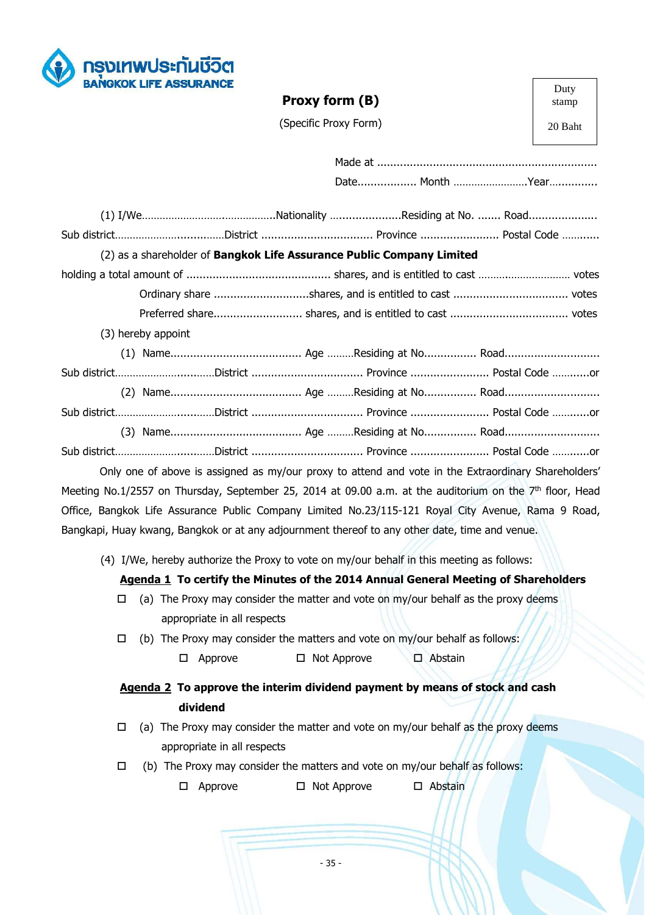กรุงเทพประกันชีวิต
BANGKOK LIFE ASSURANCE

# Proxy form (B)

(Specific Proxy Form)

| Duty stamp 20 Baht |
|---|

Made at ...................................................................

Date.................. Month .........................Year...............

(1) I/We............................................Nationality ......................Residing at No. ....... Road.....................
Sub district....................................District .................................. Province ........................ Postal Code ............

(2) as a shareholder of **Bangkok Life Assurance Public Company Limited**
holding a total amount of ............................................ shares, and is entitled to cast .............................. votes

Ordinary share .............................shares, and is entitled to cast ................................... votes

Preferred share........................... shares, and is entitled to cast .................................... votes

(3) hereby appoint

(1) Name........................................ Age .........Residing at No................ Road.............................
Sub district.................................District .................................. Province ........................ Postal Code ............or

(2) Name........................................ Age .........Residing at No................ Road.............................
Sub district.................................District .................................. Province ........................ Postal Code ............or

(3) Name........................................ Age .........Residing at No................ Road.............................
Sub district.................................District .................................. Province ........................ Postal Code ............or

Only one of above is assigned as my/our proxy to attend and vote in the Extraordinary Shareholders' Meeting No.1/2557 on Thursday, September 25, 2014 at 09.00 a.m. at the auditorium on the 7th floor, Head Office, Bangkok Life Assurance Public Company Limited No.23/115-121 Royal City Avenue, Rama 9 Road, Bangkapi, Huay kwang, Bangkok or at any adjournment thereof to any other date, time and venue.

(4) I/We, hereby authorize the Proxy to vote on my/our behalf in this meeting as follows:

**Agenda 1 To certify the Minutes of the 2014 Annual General Meeting of Shareholders**

☐ (a) The Proxy may consider the matter and vote on my/our behalf as the proxy deems appropriate in all respects

☐ (b) The Proxy may consider the matters and vote on my/our behalf as follows:

☐ Approve ☐ Not Approve ☐ Abstain

**Agenda 2 To approve the interim dividend payment by means of stock and cash dividend**

☐ (a) The Proxy may consider the matter and vote on my/our behalf as the proxy deems appropriate in all respects

☐ (b) The Proxy may consider the matters and vote on my/our behalf as follows:

☐ Approve ☐ Not Approve ☐ Abstain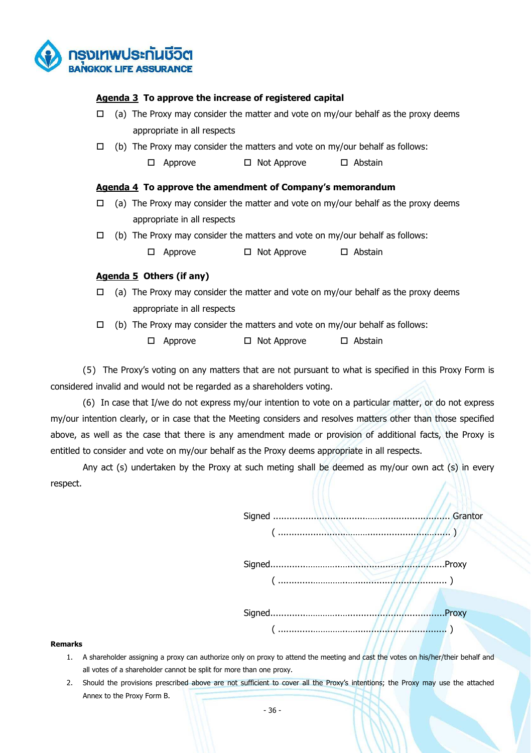**Agenda 3 To approve the increase of registered capital**

☐ (a) The Proxy may consider the matter and vote on my/our behalf as the proxy deems appropriate in all respects

☐ (b) The Proxy may consider the matters and vote on my/our behalf as follows:

☐ Approve ☐ Not Approve ☐ Abstain

**Agenda 4 To approve the amendment of Company's memorandum**

☐ (a) The Proxy may consider the matter and vote on my/our behalf as the proxy deems appropriate in all respects

☐ (b) The Proxy may consider the matters and vote on my/our behalf as follows:

☐ Approve ☐ Not Approve ☐ Abstain

**Agenda 5 Others (if any)**

☐ (a) The Proxy may consider the matter and vote on my/our behalf as the proxy deems appropriate in all respects

☐ (b) The Proxy may consider the matters and vote on my/our behalf as follows:

☐ Approve ☐ Not Approve ☐ Abstain

(5) The Proxy's voting on any matters that are not pursuant to what is specified in this Proxy Form is considered invalid and would not be regarded as a shareholders voting.

(6) In case that I/we do not express my/our intention to vote on a particular matter, or do not express my/our intention clearly, or in case that the Meeting considers and resolves matters other than those specified above, as well as the case that there is any amendment made or provision of additional facts, the Proxy is entitled to consider and vote on my/our behalf as the Proxy deems appropriate in all respects.

Any act (s) undertaken by the Proxy at such meting shall be deemed as my/our own act (s) in every respect.

Signed .............................................................. Grantor
( .............................................................. )

Signed..............................................................Proxy
( .............................................................. )

Signed..............................................................Proxy
( .............................................................. )

**Remarks**

1. A shareholder assigning a proxy can authorize only on proxy to attend the meeting and cast the votes on his/her/their behalf and all votes of a shareholder cannot be split for more than one proxy.
2. Should the provisions prescribed above are not sufficient to cover all the Proxy's intentions; the Proxy may use the attached Annex to the Proxy Form B.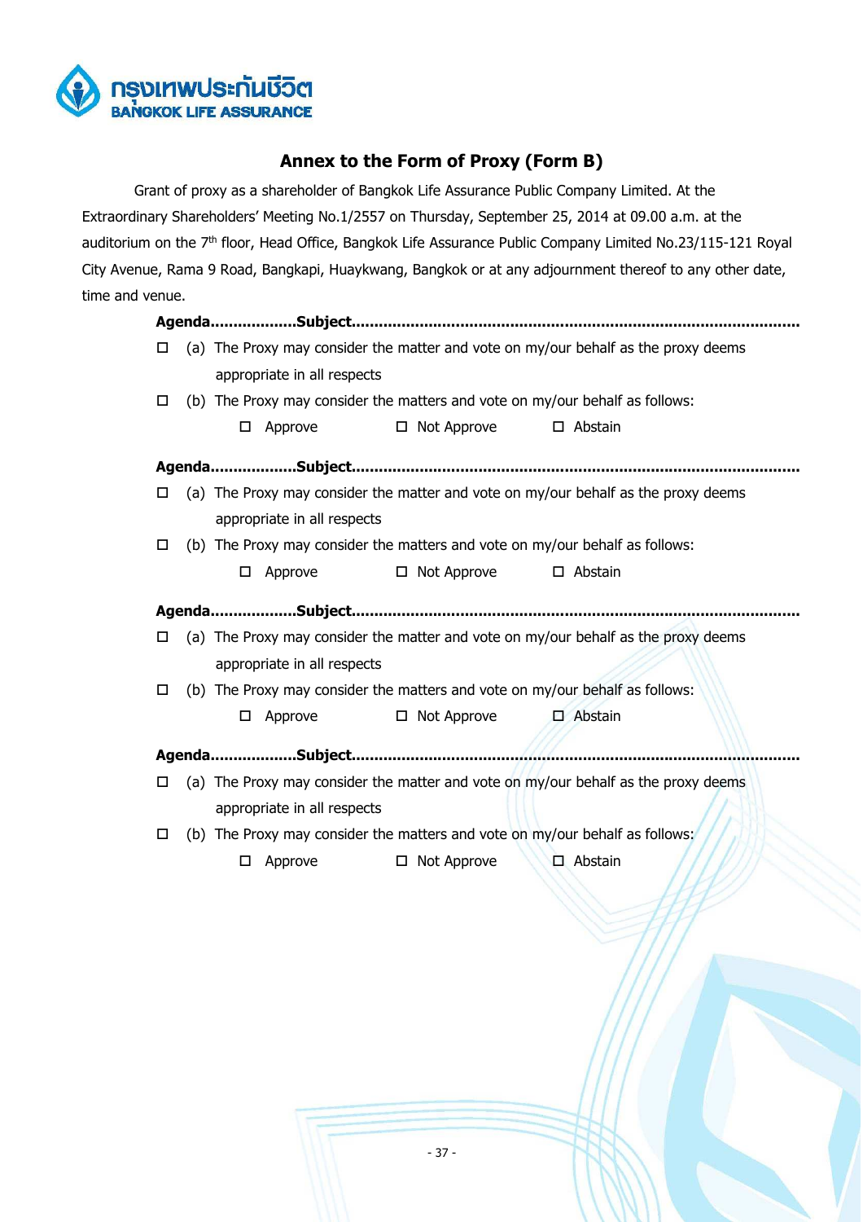## Annex to the Form of Proxy (Form B)

Grant of proxy as a shareholder of Bangkok Life Assurance Public Company Limited. At the Extraordinary Shareholders' Meeting No.1/2557 on Thursday, September 25, 2014 at 09.00 a.m. at the auditorium on the 7th floor, Head Office, Bangkok Life Assurance Public Company Limited No.23/115-121 Royal City Avenue, Rama 9 Road, Bangkapi, Huaykwang, Bangkok or at any adjournment thereof to any other date, time and venue.

**Agenda..................Subject...............................................................................................**

☐ (a) The Proxy may consider the matter and vote on my/our behalf as the proxy deems appropriate in all respects

☐ (b) The Proxy may consider the matters and vote on my/our behalf as follows:

☐ Approve ☐ Not Approve ☐ Abstain

**Agenda..................Subject...............................................................................................**

☐ (a) The Proxy may consider the matter and vote on my/our behalf as the proxy deems appropriate in all respects

☐ (b) The Proxy may consider the matters and vote on my/our behalf as follows:

☐ Approve ☐ Not Approve ☐ Abstain

**Agenda..................Subject...............................................................................................**

☐ (a) The Proxy may consider the matter and vote on my/our behalf as the proxy deems appropriate in all respects

☐ (b) The Proxy may consider the matters and vote on my/our behalf as follows:

☐ Approve ☐ Not Approve ☐ Abstain

**Agenda..................Subject...............................................................................................**

☐ (a) The Proxy may consider the matter and vote on my/our behalf as the proxy deems appropriate in all respects

☐ (b) The Proxy may consider the matters and vote on my/our behalf as follows:

☐ Approve ☐ Not Approve ☐ Abstain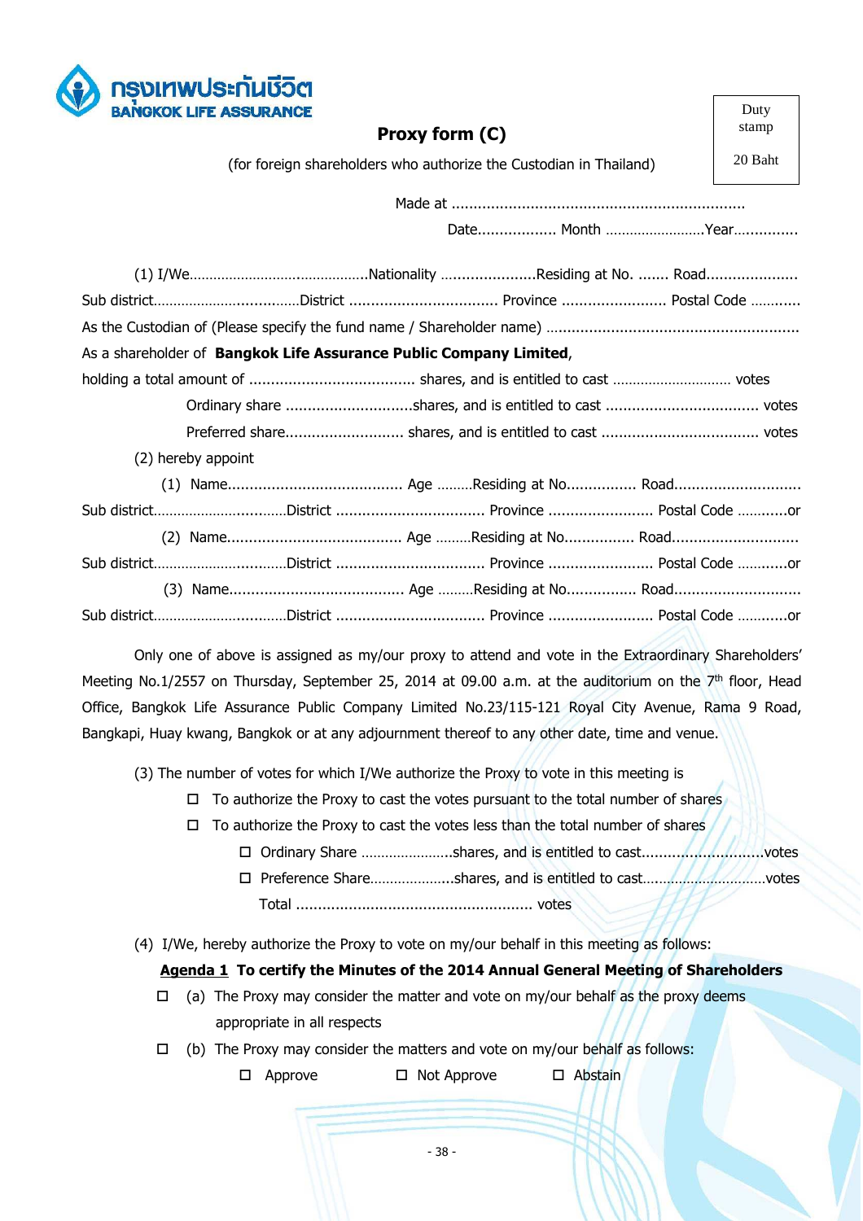กรุงเทพประกันชีวิต
BANGKOK LIFE ASSURANCE

| Duty stamp |
|---|
| 20 Baht |

# Proxy form (C)

(for foreign shareholders who authorize the Custodian in Thailand)

Made at ...................................................................

Date.................. Month .........................Year...............

(1) I/We............................................Nationality .....................Residing at No. ....... Road....................
Sub district...................................District ................................. Province ........................ Postal Code ...........
As the Custodian of (Please specify the fund name / Shareholder name) .........................................................
As a shareholder of **Bangkok Life Assurance Public Company Limited**,
holding a total amount of ...................................... shares, and is entitled to cast ............................. votes

Ordinary share ............................shares, and is entitled to cast .................................. votes

Preferred share.......................... shares, and is entitled to cast ................................... votes

(2) hereby appoint

(1) Name....................................... Age .........Residing at No................ Road............................
Sub district................................District ................................. Province ........................ Postal Code ............or

(2) Name....................................... Age .........Residing at No................ Road............................
Sub district................................District ................................. Province ........................ Postal Code ............or

(3) Name....................................... Age .........Residing at No................ Road............................
Sub district................................District ................................. Province ........................ Postal Code ............or

Only one of above is assigned as my/our proxy to attend and vote in the Extraordinary Shareholders' Meeting No.1/2557 on Thursday, September 25, 2014 at 09.00 a.m. at the auditorium on the 7th floor, Head Office, Bangkok Life Assurance Public Company Limited No.23/115-121 Royal City Avenue, Rama 9 Road, Bangkapi, Huay kwang, Bangkok or at any adjournment thereof to any other date, time and venue.

(3) The number of votes for which I/We authorize the Proxy to vote in this meeting is

☐ To authorize the Proxy to cast the votes pursuant to the total number of shares

☐ To authorize the Proxy to cast the votes less than the total number of shares

☐ Ordinary Share ......................shares, and is entitled to cast............................votes

☐ Preference Share....................shares, and is entitled to cast...............................votes

Total ..................................................... votes

(4) I/We, hereby authorize the Proxy to vote on my/our behalf in this meeting as follows:

**Agenda 1 To certify the Minutes of the 2014 Annual General Meeting of Shareholders**

☐ (a) The Proxy may consider the matter and vote on my/our behalf as the proxy deems appropriate in all respects

☐ (b) The Proxy may consider the matters and vote on my/our behalf as follows:

☐ Approve ☐ Not Approve ☐ Abstain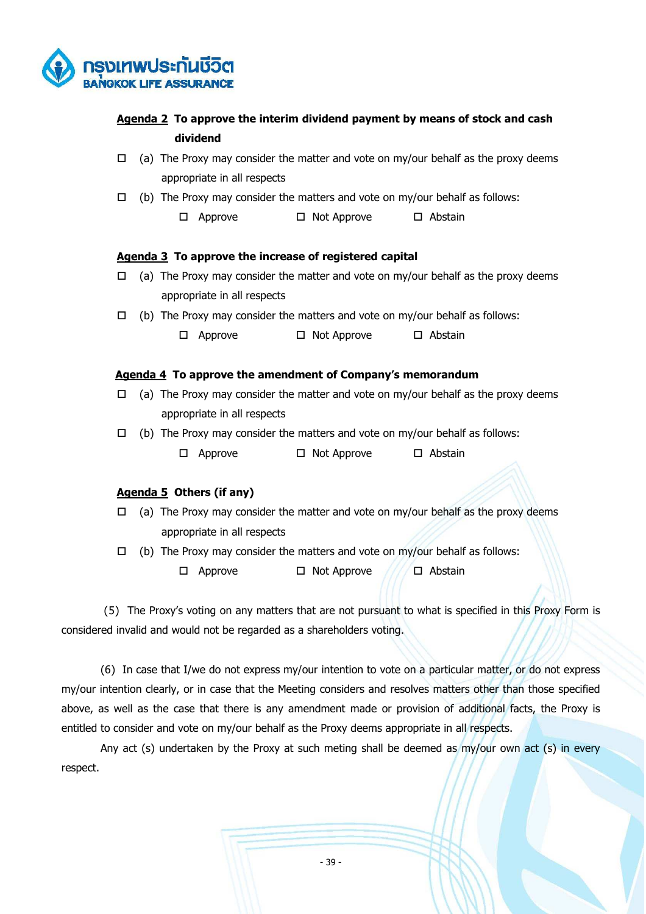**<u>Agenda 2</u> To approve the interim dividend payment by means of stock and cash dividend**

☐ (a) The Proxy may consider the matter and vote on my/our behalf as the proxy deems appropriate in all respects

☐ (b) The Proxy may consider the matters and vote on my/our behalf as follows:

☐ Approve ☐ Not Approve ☐ Abstain

**<u>Agenda 3</u> To approve the increase of registered capital**

☐ (a) The Proxy may consider the matter and vote on my/our behalf as the proxy deems appropriate in all respects

☐ (b) The Proxy may consider the matters and vote on my/our behalf as follows:

☐ Approve ☐ Not Approve ☐ Abstain

**<u>Agenda 4</u> To approve the amendment of Company's memorandum**

☐ (a) The Proxy may consider the matter and vote on my/our behalf as the proxy deems appropriate in all respects

☐ (b) The Proxy may consider the matters and vote on my/our behalf as follows:

☐ Approve ☐ Not Approve ☐ Abstain

**<u>Agenda 5</u> Others (if any)**

☐ (a) The Proxy may consider the matter and vote on my/our behalf as the proxy deems appropriate in all respects

☐ (b) The Proxy may consider the matters and vote on my/our behalf as follows:

☐ Approve ☐ Not Approve ☐ Abstain

(5) The Proxy's voting on any matters that are not pursuant to what is specified in this Proxy Form is considered invalid and would not be regarded as a shareholders voting.

(6) In case that I/we do not express my/our intention to vote on a particular matter, or do not express my/our intention clearly, or in case that the Meeting considers and resolves matters other than those specified above, as well as the case that there is any amendment made or provision of additional facts, the Proxy is entitled to consider and vote on my/our behalf as the Proxy deems appropriate in all respects.

Any act (s) undertaken by the Proxy at such meting shall be deemed as my/our own act (s) in every respect.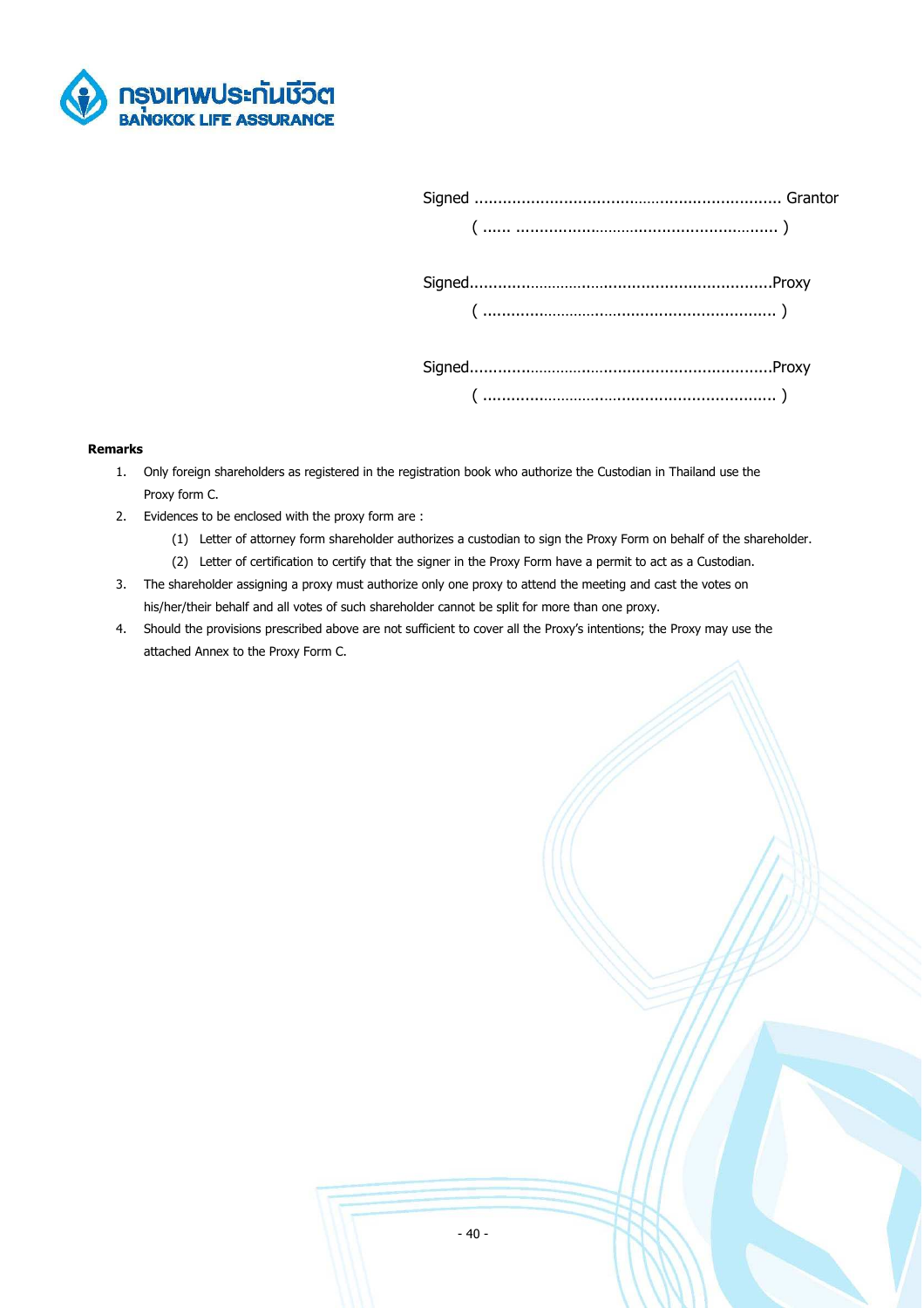Signed ................................................................. Grantor

( ...... ........................................................ )

Signed.................................................................Proxy

( .............................................................. )

Signed.................................................................Proxy

( .............................................................. )

**Remarks**

1. Only foreign shareholders as registered in the registration book who authorize the Custodian in Thailand use the Proxy form C.
2. Evidences to be enclosed with the proxy form are :
   (1) Letter of attorney form shareholder authorizes a custodian to sign the Proxy Form on behalf of the shareholder.
   (2) Letter of certification to certify that the signer in the Proxy Form have a permit to act as a Custodian.
3. The shareholder assigning a proxy must authorize only one proxy to attend the meeting and cast the votes on his/her/their behalf and all votes of such shareholder cannot be split for more than one proxy.
4. Should the provisions prescribed above are not sufficient to cover all the Proxy's intentions; the Proxy may use the attached Annex to the Proxy Form C.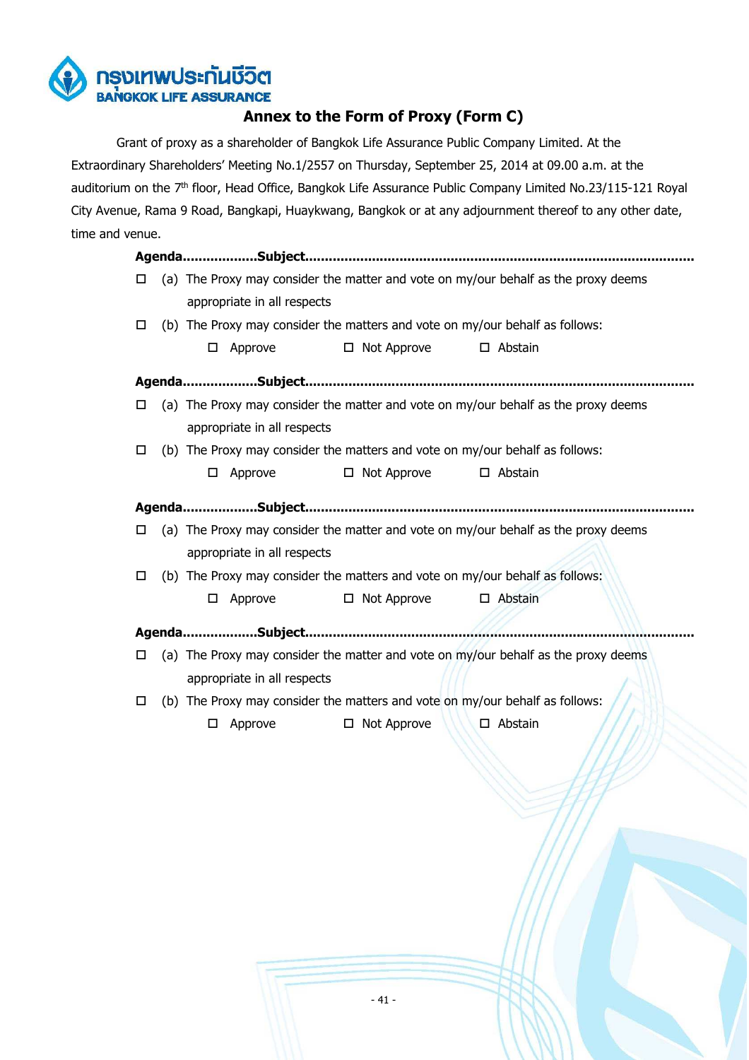กรุงเทพประกันชีวิต
BANGKOK LIFE ASSURANCE

## Annex to the Form of Proxy (Form C)

Grant of proxy as a shareholder of Bangkok Life Assurance Public Company Limited. At the Extraordinary Shareholders' Meeting No.1/2557 on Thursday, September 25, 2014 at 09.00 a.m. at the auditorium on the 7th floor, Head Office, Bangkok Life Assurance Public Company Limited No.23/115-121 Royal City Avenue, Rama 9 Road, Bangkapi, Huaykwang, Bangkok or at any adjournment thereof to any other date, time and venue.

**Agenda..................Subject...............................................................................................**

☐ (a) The Proxy may consider the matter and vote on my/our behalf as the proxy deems appropriate in all respects

☐ (b) The Proxy may consider the matters and vote on my/our behalf as follows:

☐ Approve ☐ Not Approve ☐ Abstain

**Agenda..................Subject...............................................................................................**

☐ (a) The Proxy may consider the matter and vote on my/our behalf as the proxy deems appropriate in all respects

☐ (b) The Proxy may consider the matters and vote on my/our behalf as follows:

☐ Approve ☐ Not Approve ☐ Abstain

**Agenda..................Subject...............................................................................................**

☐ (a) The Proxy may consider the matter and vote on my/our behalf as the proxy deems appropriate in all respects

☐ (b) The Proxy may consider the matters and vote on my/our behalf as follows:

☐ Approve ☐ Not Approve ☐ Abstain

**Agenda..................Subject...............................................................................................**

☐ (a) The Proxy may consider the matter and vote on my/our behalf as the proxy deems appropriate in all respects

☐ (b) The Proxy may consider the matters and vote on my/our behalf as follows:

☐ Approve ☐ Not Approve ☐ Abstain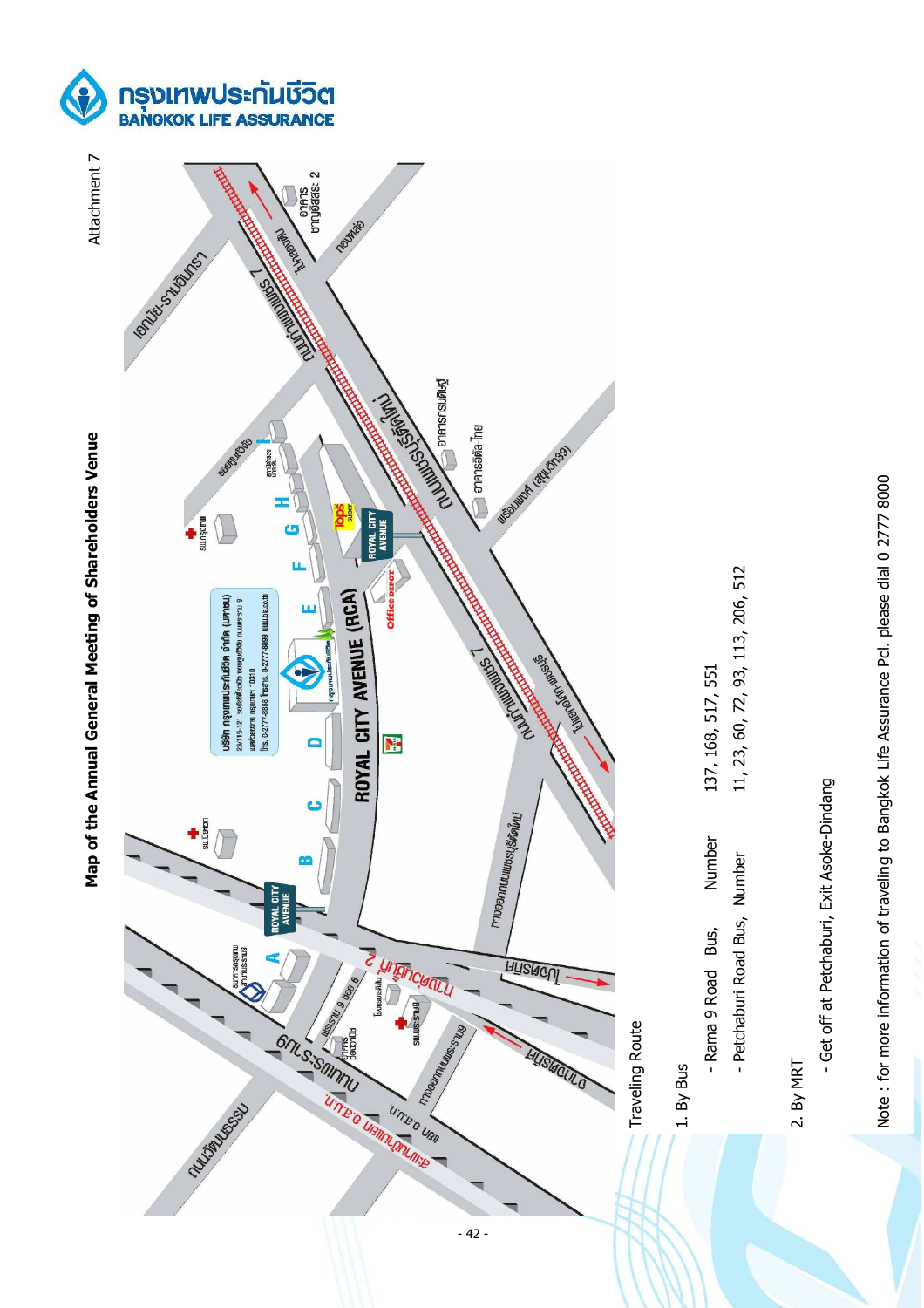กรุงเทพประกันชีวิต
BANGKOK LIFE ASSURANCE

Attachment 7

# Map of the Annual General Meeting of Shareholders Venue

ROYAL CITY AVENUE (RCA)

บริษัท กรุงเทพประกันชีวิต จำกัด (มหาชน)
23/115-121 รอยัลซิตี้อเวนิว ถนนพระราม 9 แขวงบางกะปิ เขตห้วยขวาง กรุงเทพฯ 10310
โทร. 0-2777-8888 โทรสาร. 0-2777-8899 www.bla.co.th

## Traveling Route

1. By Bus

- Rama 9 Road Bus, Number 137, 168, 517, 551
- Petchaburi Road Bus, Number 11, 23, 60, 72, 93, 113, 206, 512

2. By MRT

- Get off at Petchaburi, Exit Asoke-Dindang

Note : for more information of traveling to Bangkok Life Assurance Pcl. please dial 0 2777 8000